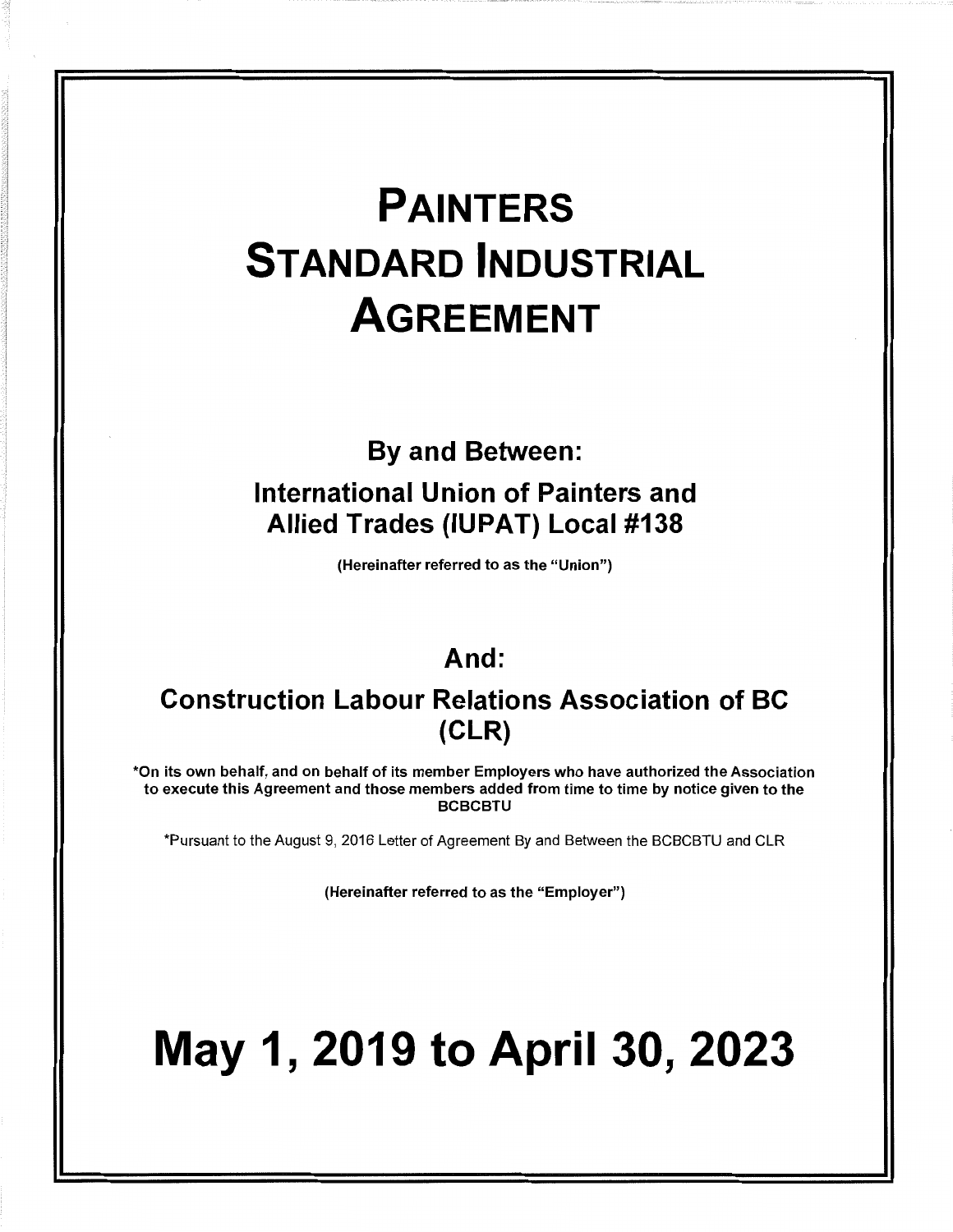# PAINTERS STANDARD INDUSTRIAL AGREEMENT

**By and Between:**

**International Union of Painters and Allied Trades (IUPAT) Local #138**

**(Hereinafter referred to as the "Union")**

**And:**

**Construction Labour Relations Association of BC (CLR)**

**\*On its own behalf, and on behalf of its member Employers who have authorized the Association to execute this Agreement and those members added from time to time by notice given to the BCBCBTU**

\*Pursuant to the August 9, 2016 Letter of Agreement By and Between the BCBCBTU and CLR

**(Hereinafter referred to as the "Employer")**

# May 1, 2019 to April 30, 2023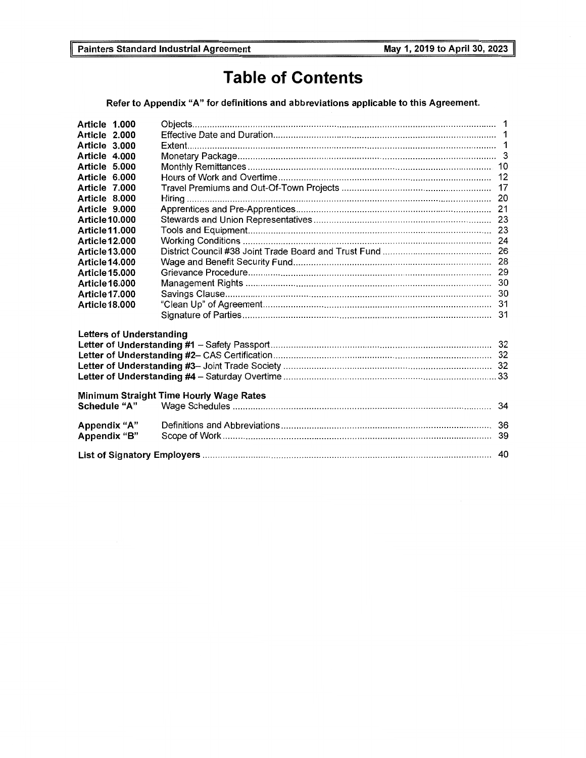# Table of Contents

**Refer to Appendix "A" for definitions and abbreviations applicable to this Agreement.**

| | | |
|---|---|---|
| **Article 1.000** | Objects | 1 |
| **Article 2.000** | Effective Date and Duration | 1 |
| **Article 3.000** | Extent | 1 |
| **Article 4.000** | Monetary Package | 3 |
| **Article 5.000** | Monthly Remittances | 10 |
| **Article 6.000** | Hours of Work and Overtime | 12 |
| **Article 7.000** | Travel Premiums and Out-Of-Town Projects | 17 |
| **Article 8.000** | Hiring | 20 |
| **Article 9.000** | Apprentices and Pre-Apprentices | 21 |
| **Article 10.000** | Stewards and Union Representatives | 23 |
| **Article 11.000** | Tools and Equipment | 23 |
| **Article 12.000** | Working Conditions | 24 |
| **Article 13.000** | District Council #38 Joint Trade Board and Trust Fund | 26 |
| **Article 14.000** | Wage and Benefit Security Fund | 28 |
| **Article 15.000** | Grievance Procedure | 29 |
| **Article 16.000** | Management Rights | 30 |
| **Article 17.000** | Savings Clause | 30 |
| **Article 18.000** | "Clean Up" of Agreement | 31 |
| | Signature of Parties | 31 |

**Letters of Understanding**

| | |
|---|---|
| **Letter of Understanding #1** – Safety Passport | 32 |
| **Letter of Understanding #2**– CAS Certification | 32 |
| **Letter of Understanding #3**– Joint Trade Society | 32 |
| **Letter of Understanding #4** – Saturday Overtime | 33 |

**Minimum Straight Time Hourly Wage Rates**

| | | |
|---|---|---|
| **Schedule "A"** | Wage Schedules | 34 |
| **Appendix "A"** | Definitions and Abbreviations | 36 |
| **Appendix "B"** | Scope of Work | 39 |

**List of Signatory Employers** ........ 40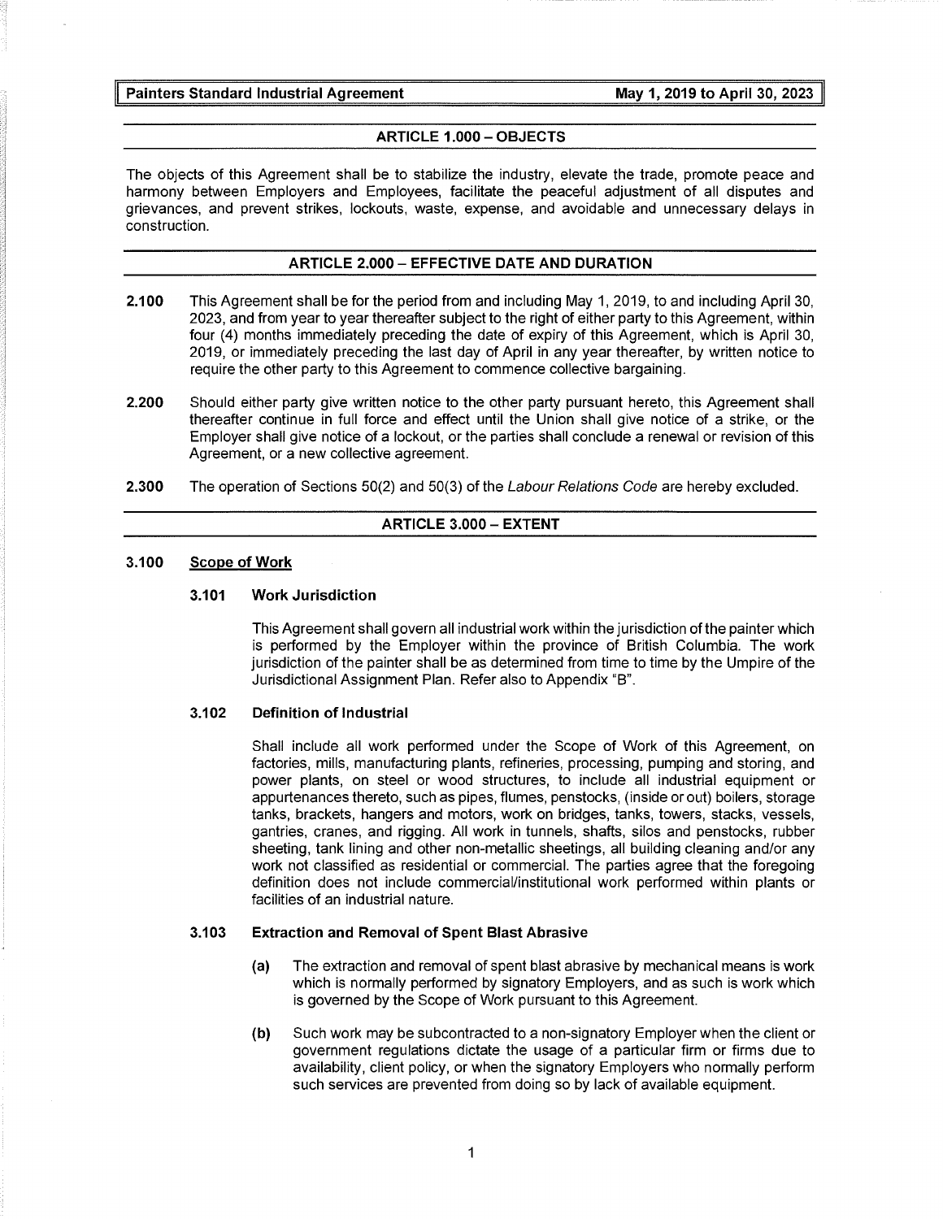## ARTICLE 1.000 – OBJECTS

The objects of this Agreement shall be to stabilize the industry, elevate the trade, promote peace and harmony between Employers and Employees, facilitate the peaceful adjustment of all disputes and grievances, and prevent strikes, lockouts, waste, expense, and avoidable and unnecessary delays in construction.

## ARTICLE 2.000 – EFFECTIVE DATE AND DURATION

**2.100** This Agreement shall be for the period from and including May 1, 2019, to and including April 30, 2023, and from year to year thereafter subject to the right of either party to this Agreement, within four (4) months immediately preceding the date of expiry of this Agreement, which is April 30, 2019, or immediately preceding the last day of April in any year thereafter, by written notice to require the other party to this Agreement to commence collective bargaining.

**2.200** Should either party give written notice to the other party pursuant hereto, this Agreement shall thereafter continue in full force and effect until the Union shall give notice of a strike, or the Employer shall give notice of a lockout, or the parties shall conclude a renewal or revision of this Agreement, or a new collective agreement.

**2.300** The operation of Sections 50(2) and 50(3) of the *Labour Relations Code* are hereby excluded.

## ARTICLE 3.000 – EXTENT

### 3.100 Scope of Work

#### 3.101 Work Jurisdiction

This Agreement shall govern all industrial work within the jurisdiction of the painter which is performed by the Employer within the province of British Columbia. The work jurisdiction of the painter shall be as determined from time to time by the Umpire of the Jurisdictional Assignment Plan. Refer also to Appendix "B".

#### 3.102 Definition of Industrial

Shall include all work performed under the Scope of Work of this Agreement, on factories, mills, manufacturing plants, refineries, processing, pumping and storing, and power plants, on steel or wood structures, to include all industrial equipment or appurtenances thereto, such as pipes, flumes, penstocks, (inside or out) boilers, storage tanks, brackets, hangers and motors, work on bridges, tanks, towers, stacks, vessels, gantries, cranes, and rigging. All work in tunnels, shafts, silos and penstocks, rubber sheeting, tank lining and other non-metallic sheetings, all building cleaning and/or any work not classified as residential or commercial. The parties agree that the foregoing definition does not include commercial/institutional work performed within plants or facilities of an industrial nature.

#### 3.103 Extraction and Removal of Spent Blast Abrasive

**(a)** The extraction and removal of spent blast abrasive by mechanical means is work which is normally performed by signatory Employers, and as such is work which is governed by the Scope of Work pursuant to this Agreement.

**(b)** Such work may be subcontracted to a non-signatory Employer when the client or government regulations dictate the usage of a particular firm or firms due to availability, client policy, or when the signatory Employers who normally perform such services are prevented from doing so by lack of available equipment.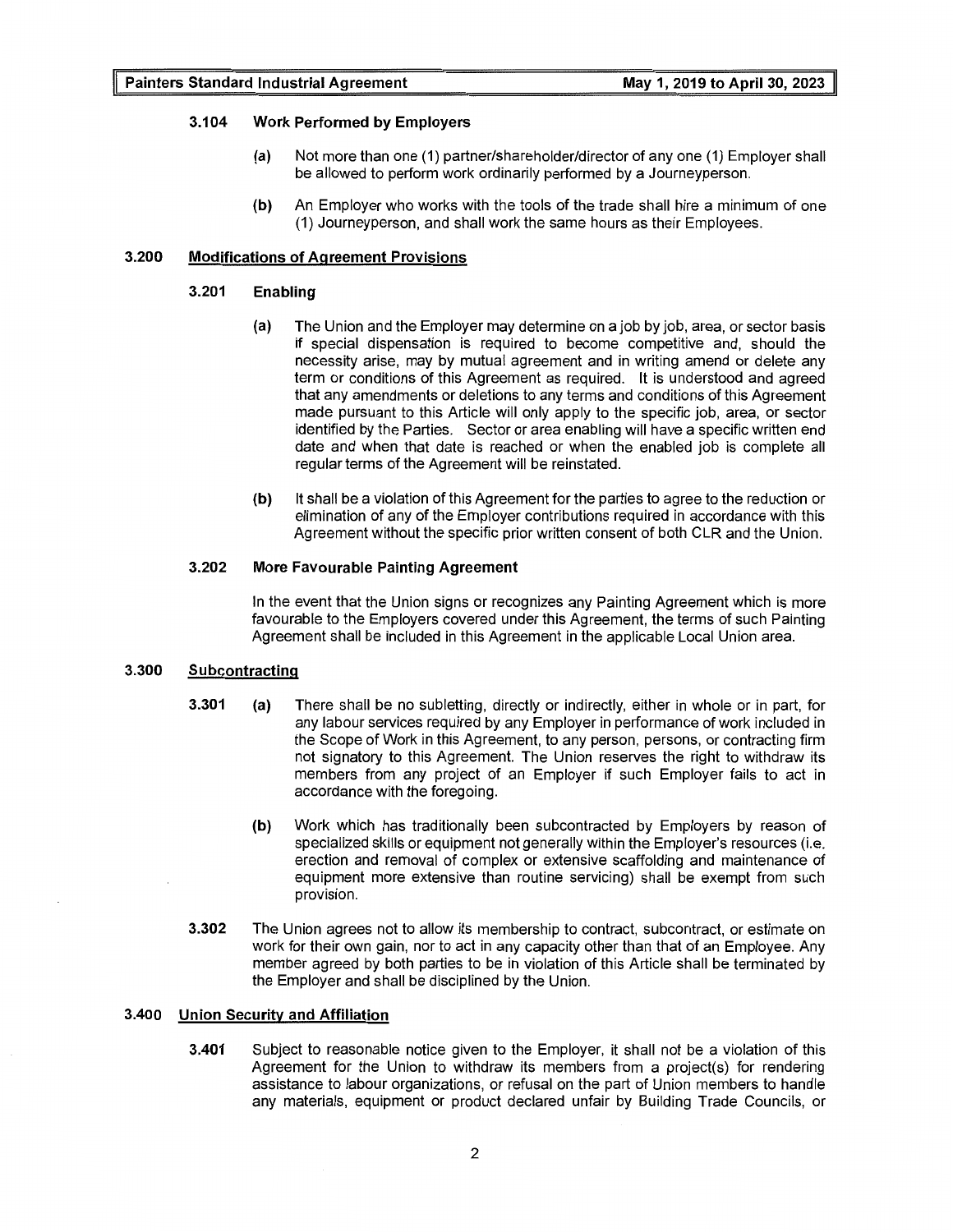#### 3.104 Work Performed by Employers

(a) Not more than one (1) partner/shareholder/director of any one (1) Employer shall be allowed to perform work ordinarily performed by a Journeyperson.

(b) An Employer who works with the tools of the trade shall hire a minimum of one (1) Journeyperson, and shall work the same hours as their Employees.

### 3.200 Modifications of Agreement Provisions

#### 3.201 Enabling

(a) The Union and the Employer may determine on a job by job, area, or sector basis if special dispensation is required to become competitive and, should the necessity arise, may by mutual agreement and in writing amend or delete any term or conditions of this Agreement as required. It is understood and agreed that any amendments or deletions to any terms and conditions of this Agreement made pursuant to this Article will only apply to the specific job, area, or sector identified by the Parties. Sector or area enabling will have a specific written end date and when that date is reached or when the enabled job is complete all regular terms of the Agreement will be reinstated.

(b) It shall be a violation of this Agreement for the parties to agree to the reduction or elimination of any of the Employer contributions required in accordance with this Agreement without the specific prior written consent of both CLR and the Union.

#### 3.202 More Favourable Painting Agreement

In the event that the Union signs or recognizes any Painting Agreement which is more favourable to the Employers covered under this Agreement, the terms of such Painting Agreement shall be included in this Agreement in the applicable Local Union area.

### 3.300 Subcontracting

**3.301** (a) There shall be no subletting, directly or indirectly, either in whole or in part, for any labour services required by any Employer in performance of work included in the Scope of Work in this Agreement, to any person, persons, or contracting firm not signatory to this Agreement. The Union reserves the right to withdraw its members from any project of an Employer if such Employer fails to act in accordance with the foregoing.

(b) Work which has traditionally been subcontracted by Employers by reason of specialized skills or equipment not generally within the Employer's resources (i.e. erection and removal of complex or extensive scaffolding and maintenance of equipment more extensive than routine servicing) shall be exempt from such provision.

**3.302** The Union agrees not to allow its membership to contract, subcontract, or estimate on work for their own gain, nor to act in any capacity other than that of an Employee. Any member agreed by both parties to be in violation of this Article shall be terminated by the Employer and shall be disciplined by the Union.

### 3.400 Union Security and Affiliation

**3.401** Subject to reasonable notice given to the Employer, it shall not be a violation of this Agreement for the Union to withdraw its members from a project(s) for rendering assistance to labour organizations, or refusal on the part of Union members to handle any materials, equipment or product declared unfair by Building Trade Councils, or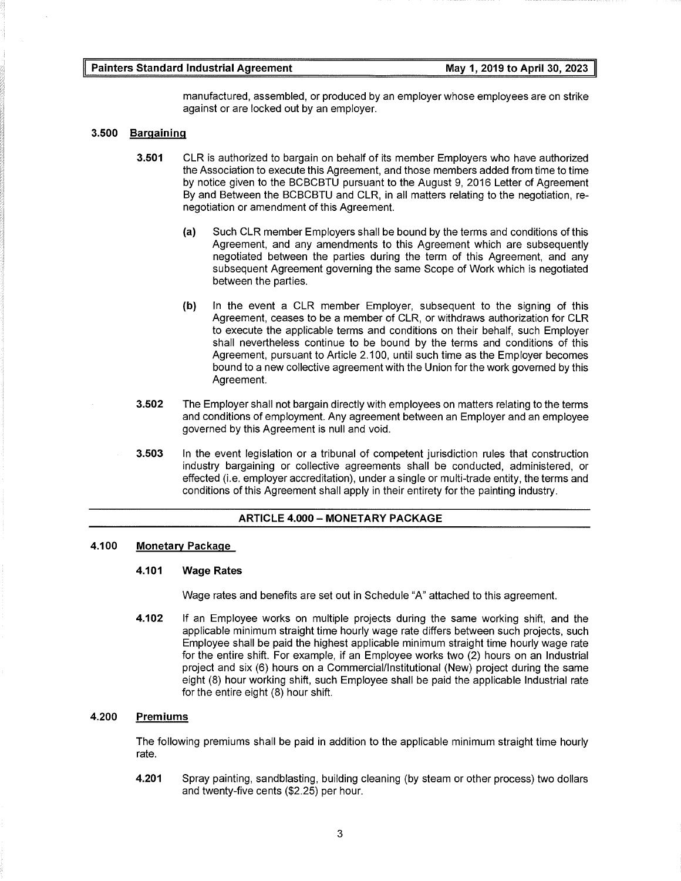manufactured, assembled, or produced by an employer whose employees are on strike against or are locked out by an employer.

### 3.500 Bargaining

**3.501** CLR is authorized to bargain on behalf of its member Employers who have authorized the Association to execute this Agreement, and those members added from time to time by notice given to the BCBCBTU pursuant to the August 9, 2016 Letter of Agreement By and Between the BCBCBTU and CLR, in all matters relating to the negotiation, re-negotiation or amendment of this Agreement.

**(a)** Such CLR member Employers shall be bound by the terms and conditions of this Agreement, and any amendments to this Agreement which are subsequently negotiated between the parties during the term of this Agreement, and any subsequent Agreement governing the same Scope of Work which is negotiated between the parties.

**(b)** In the event a CLR member Employer, subsequent to the signing of this Agreement, ceases to be a member of CLR, or withdraws authorization for CLR to execute the applicable terms and conditions on their behalf, such Employer shall nevertheless continue to be bound by the terms and conditions of this Agreement, pursuant to Article 2.100, until such time as the Employer becomes bound to a new collective agreement with the Union for the work governed by this Agreement.

**3.502** The Employer shall not bargain directly with employees on matters relating to the terms and conditions of employment. Any agreement between an Employer and an employee governed by this Agreement is null and void.

**3.503** In the event legislation or a tribunal of competent jurisdiction rules that construction industry bargaining or collective agreements shall be conducted, administered, or effected (i.e. employer accreditation), under a single or multi-trade entity, the terms and conditions of this Agreement shall apply in their entirety for the painting industry.

## ARTICLE 4.000 – MONETARY PACKAGE

### 4.100 Monetary Package

**4.101 Wage Rates**

Wage rates and benefits are set out in Schedule "A" attached to this agreement.

**4.102** If an Employee works on multiple projects during the same working shift, and the applicable minimum straight time hourly wage rate differs between such projects, such Employee shall be paid the highest applicable minimum straight time hourly wage rate for the entire shift. For example, if an Employee works two (2) hours on an Industrial project and six (6) hours on a Commercial/Institutional (New) project during the same eight (8) hour working shift, such Employee shall be paid the applicable Industrial rate for the entire eight (8) hour shift.

### 4.200 Premiums

The following premiums shall be paid in addition to the applicable minimum straight time hourly rate.

**4.201** Spray painting, sandblasting, building cleaning (by steam or other process) two dollars and twenty-five cents ($2.25) per hour.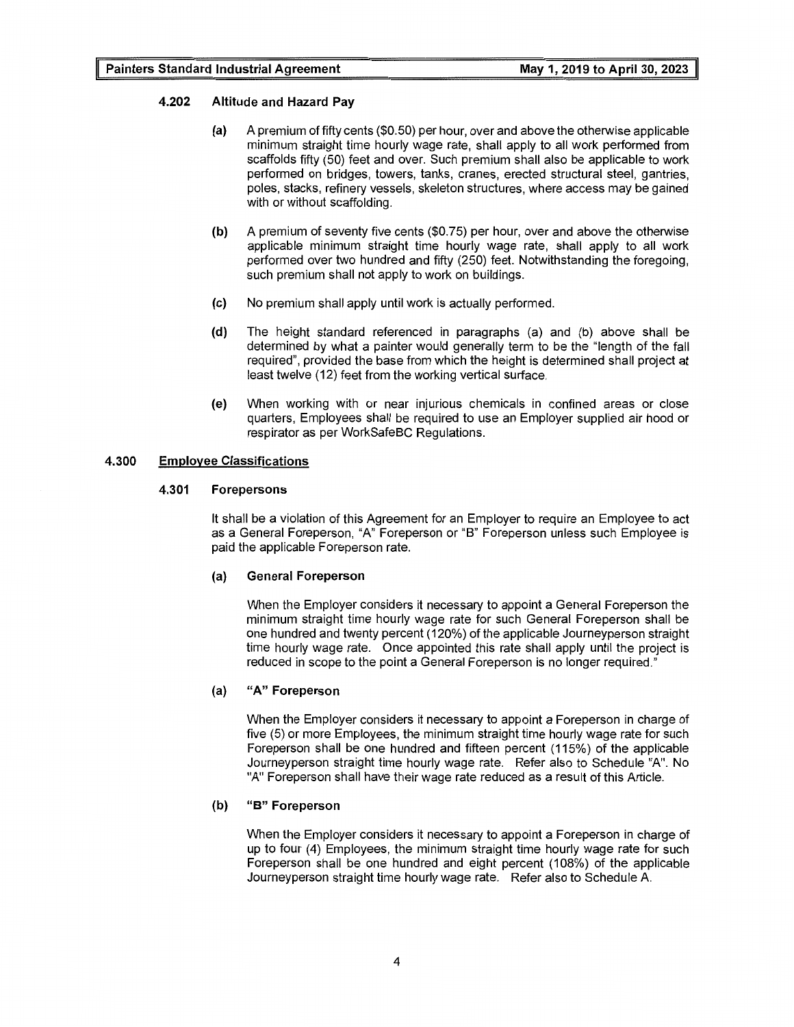#### 4.202 Altitude and Hazard Pay

**(a)** A premium of fifty cents ($0.50) per hour, over and above the otherwise applicable minimum straight time hourly wage rate, shall apply to all work performed from scaffolds fifty (50) feet and over. Such premium shall also be applicable to work performed on bridges, towers, tanks, cranes, erected structural steel, gantries, poles, stacks, refinery vessels, skeleton structures, where access may be gained with or without scaffolding.

**(b)** A premium of seventy five cents ($0.75) per hour, over and above the otherwise applicable minimum straight time hourly wage rate, shall apply to all work performed over two hundred and fifty (250) feet. Notwithstanding the foregoing, such premium shall not apply to work on buildings.

**(c)** No premium shall apply until work is actually performed.

**(d)** The height standard referenced in paragraphs (a) and (b) above shall be determined by what a painter would generally term to be the "length of the fall required", provided the base from which the height is determined shall project at least twelve (12) feet from the working vertical surface.

**(e)** When working with or near injurious chemicals in confined areas or close quarters, Employees shall be required to use an Employer supplied air hood or respirator as per WorkSafeBC Regulations.

### 4.300 Employee Classifications

#### 4.301 Forepersons

It shall be a violation of this Agreement for an Employer to require an Employee to act as a General Foreperson, "A" Foreperson or "B" Foreperson unless such Employee is paid the applicable Foreperson rate.

**(a) General Foreperson**

When the Employer considers it necessary to appoint a General Foreperson the minimum straight time hourly wage rate for such General Foreperson shall be one hundred and twenty percent (120%) of the applicable Journeyperson straight time hourly wage rate. Once appointed this rate shall apply until the project is reduced in scope to the point a General Foreperson is no longer required."

**(a) "A" Foreperson**

When the Employer considers it necessary to appoint a Foreperson in charge of five (5) or more Employees, the minimum straight time hourly wage rate for such Foreperson shall be one hundred and fifteen percent (115%) of the applicable Journeyperson straight time hourly wage rate. Refer also to Schedule "A". No "A" Foreperson shall have their wage rate reduced as a result of this Article.

**(b) "B" Foreperson**

When the Employer considers it necessary to appoint a Foreperson in charge of up to four (4) Employees, the minimum straight time hourly wage rate for such Foreperson shall be one hundred and eight percent (108%) of the applicable Journeyperson straight time hourly wage rate. Refer also to Schedule A.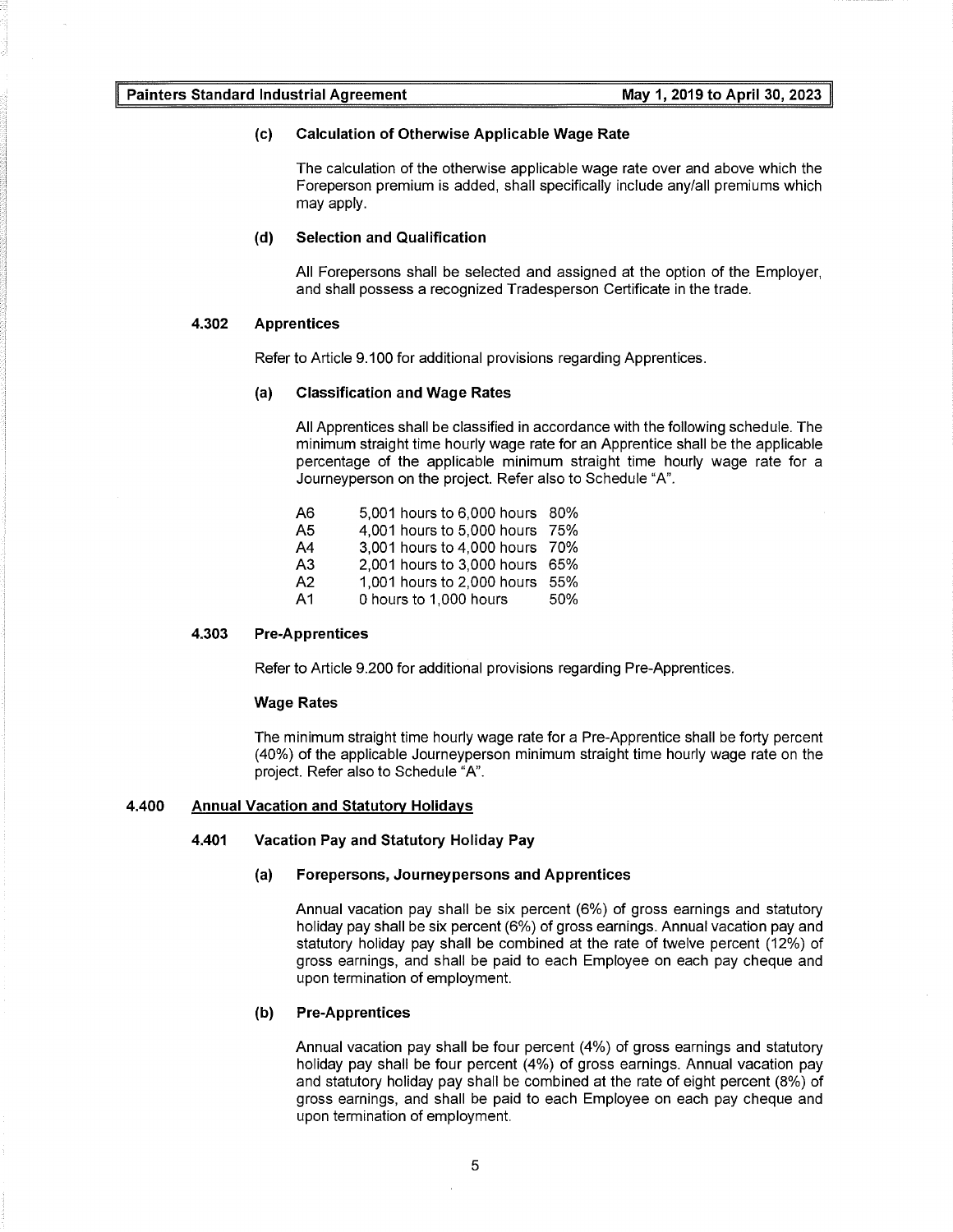**(c) Calculation of Otherwise Applicable Wage Rate**

The calculation of the otherwise applicable wage rate over and above which the Foreperson premium is added, shall specifically include any/all premiums which may apply.

**(d) Selection and Qualification**

All Forepersons shall be selected and assigned at the option of the Employer, and shall possess a recognized Tradesperson Certificate in the trade.

### 4.302 Apprentices

Refer to Article 9.100 for additional provisions regarding Apprentices.

**(a) Classification and Wage Rates**

All Apprentices shall be classified in accordance with the following schedule. The minimum straight time hourly wage rate for an Apprentice shall be the applicable percentage of the applicable minimum straight time hourly wage rate for a Journeyperson on the project. Refer also to Schedule "A".

| | | |
|---|---|---|
| A6 | 5,001 hours to 6,000 hours | 80% |
| A5 | 4,001 hours to 5,000 hours | 75% |
| A4 | 3,001 hours to 4,000 hours | 70% |
| A3 | 2,001 hours to 3,000 hours | 65% |
| A2 | 1,001 hours to 2,000 hours | 55% |
| A1 | 0 hours to 1,000 hours | 50% |

### 4.303 Pre-Apprentices

Refer to Article 9.200 for additional provisions regarding Pre-Apprentices.

**Wage Rates**

The minimum straight time hourly wage rate for a Pre-Apprentice shall be forty percent (40%) of the applicable Journeyperson minimum straight time hourly wage rate on the project. Refer also to Schedule "A".

## 4.400 Annual Vacation and Statutory Holidays

### 4.401 Vacation Pay and Statutory Holiday Pay

**(a) Forepersons, Journeypersons and Apprentices**

Annual vacation pay shall be six percent (6%) of gross earnings and statutory holiday pay shall be six percent (6%) of gross earnings. Annual vacation pay and statutory holiday pay shall be combined at the rate of twelve percent (12%) of gross earnings, and shall be paid to each Employee on each pay cheque and upon termination of employment.

**(b) Pre-Apprentices**

Annual vacation pay shall be four percent (4%) of gross earnings and statutory holiday pay shall be four percent (4%) of gross earnings. Annual vacation pay and statutory holiday pay shall be combined at the rate of eight percent (8%) of gross earnings, and shall be paid to each Employee on each pay cheque and upon termination of employment.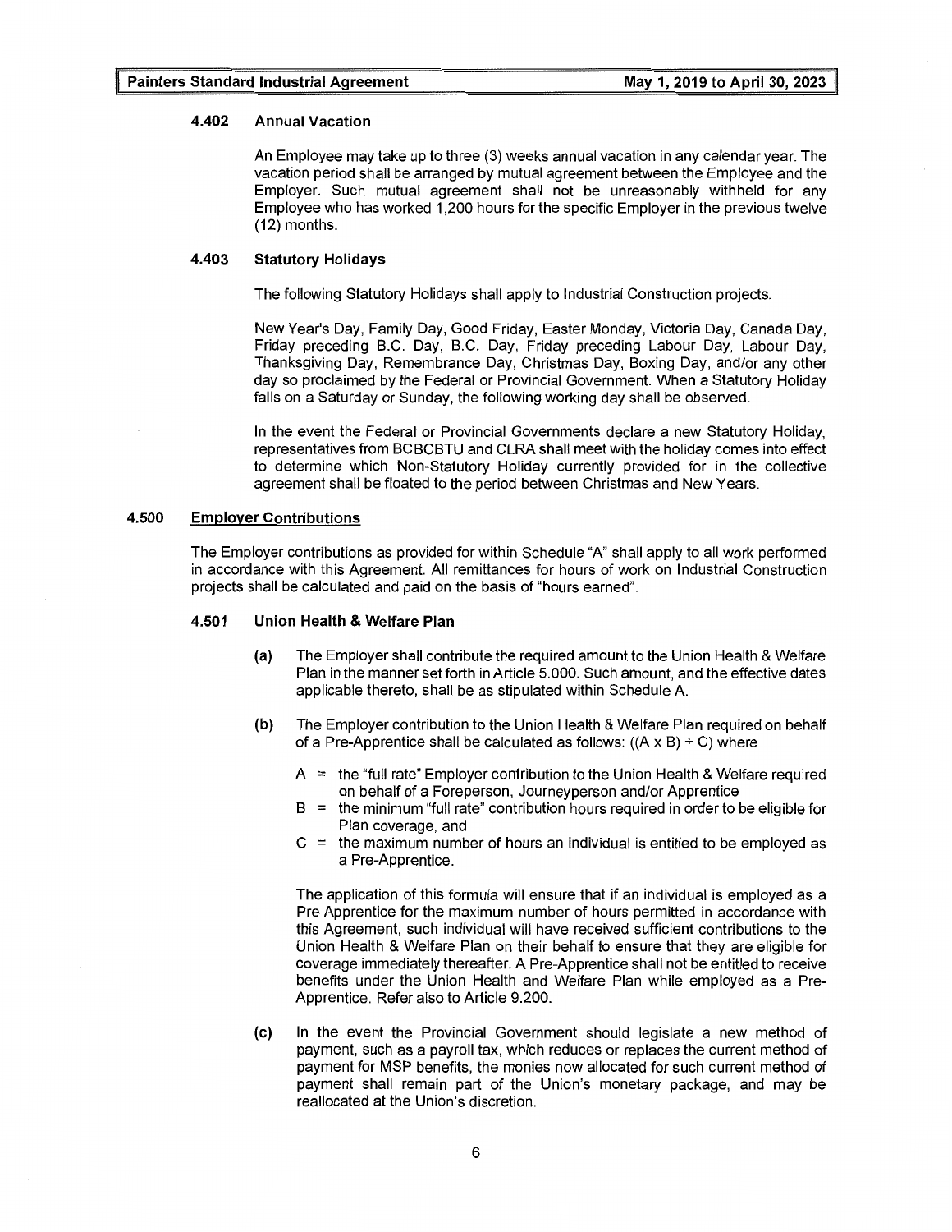#### 4.402 Annual Vacation

An Employee may take up to three (3) weeks annual vacation in any calendar year. The vacation period shall be arranged by mutual agreement between the Employee and the Employer. Such mutual agreement shall not be unreasonably withheld for any Employee who has worked 1,200 hours for the specific Employer in the previous twelve (12) months.

#### 4.403 Statutory Holidays

The following Statutory Holidays shall apply to Industrial Construction projects.

New Year's Day, Family Day, Good Friday, Easter Monday, Victoria Day, Canada Day, Friday preceding B.C. Day, B.C. Day, Friday preceding Labour Day, Labour Day, Thanksgiving Day, Remembrance Day, Christmas Day, Boxing Day, and/or any other day so proclaimed by the Federal or Provincial Government. When a Statutory Holiday falls on a Saturday or Sunday, the following working day shall be observed.

In the event the Federal or Provincial Governments declare a new Statutory Holiday, representatives from BCBCBTU and CLRA shall meet with the holiday comes into effect to determine which Non-Statutory Holiday currently provided for in the collective agreement shall be floated to the period between Christmas and New Years.

### 4.500 Employer Contributions

The Employer contributions as provided for within Schedule "A" shall apply to all work performed in accordance with this Agreement. All remittances for hours of work on Industrial Construction projects shall be calculated and paid on the basis of "hours earned".

#### 4.501 Union Health & Welfare Plan

**(a)** The Employer shall contribute the required amount to the Union Health & Welfare Plan in the manner set forth in Article 5.000. Such amount, and the effective dates applicable thereto, shall be as stipulated within Schedule A.

**(b)** The Employer contribution to the Union Health & Welfare Plan required on behalf of a Pre-Apprentice shall be calculated as follows: $((A \times B) \div C)$ where

- A = the "full rate" Employer contribution to the Union Health & Welfare required on behalf of a Foreperson, Journeyperson and/or Apprentice
- B = the minimum "full rate" contribution hours required in order to be eligible for Plan coverage, and
- C = the maximum number of hours an individual is entitled to be employed as a Pre-Apprentice.

The application of this formula will ensure that if an individual is employed as a Pre-Apprentice for the maximum number of hours permitted in accordance with this Agreement, such individual will have received sufficient contributions to the Union Health & Welfare Plan on their behalf to ensure that they are eligible for coverage immediately thereafter. A Pre-Apprentice shall not be entitled to receive benefits under the Union Health and Welfare Plan while employed as a Pre-Apprentice. Refer also to Article 9.200.

**(c)** In the event the Provincial Government should legislate a new method of payment, such as a payroll tax, which reduces or replaces the current method of payment for MSP benefits, the monies now allocated for such current method of payment shall remain part of the Union's monetary package, and may be reallocated at the Union's discretion.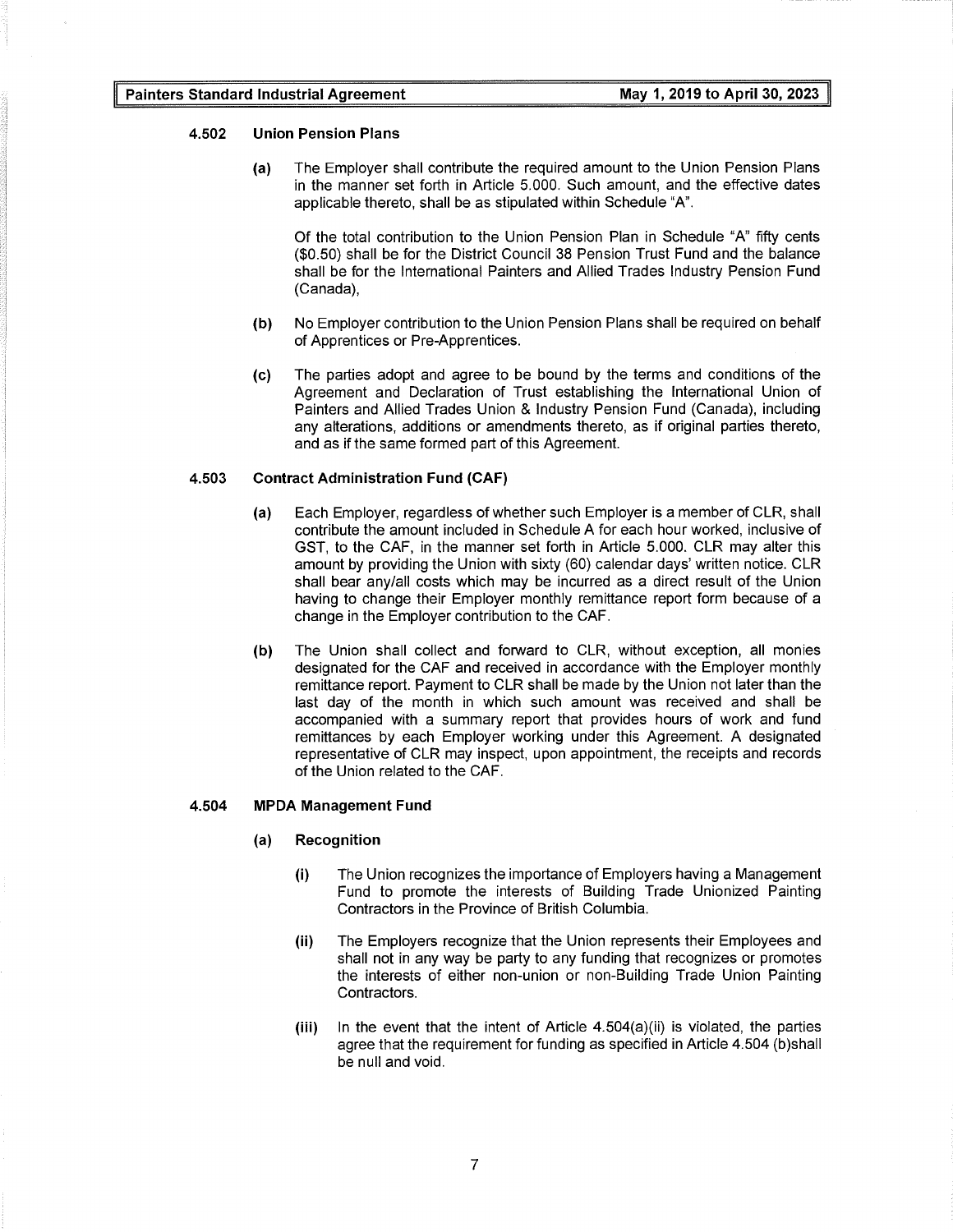#### 4.502 Union Pension Plans

**(a)** The Employer shall contribute the required amount to the Union Pension Plans in the manner set forth in Article 5.000. Such amount, and the effective dates applicable thereto, shall be as stipulated within Schedule "A".

Of the total contribution to the Union Pension Plan in Schedule "A" fifty cents ($0.50) shall be for the District Council 38 Pension Trust Fund and the balance shall be for the International Painters and Allied Trades Industry Pension Fund (Canada),

**(b)** No Employer contribution to the Union Pension Plans shall be required on behalf of Apprentices or Pre-Apprentices.

**(c)** The parties adopt and agree to be bound by the terms and conditions of the Agreement and Declaration of Trust establishing the International Union of Painters and Allied Trades Union & Industry Pension Fund (Canada), including any alterations, additions or amendments thereto, as if original parties thereto, and as if the same formed part of this Agreement.

#### 4.503 Contract Administration Fund (CAF)

**(a)** Each Employer, regardless of whether such Employer is a member of CLR, shall contribute the amount included in Schedule A for each hour worked, inclusive of GST, to the CAF, in the manner set forth in Article 5.000. CLR may alter this amount by providing the Union with sixty (60) calendar days' written notice. CLR shall bear any/all costs which may be incurred as a direct result of the Union having to change their Employer monthly remittance report form because of a change in the Employer contribution to the CAF.

**(b)** The Union shall collect and forward to CLR, without exception, all monies designated for the CAF and received in accordance with the Employer monthly remittance report. Payment to CLR shall be made by the Union not later than the last day of the month in which such amount was received and shall be accompanied with a summary report that provides hours of work and fund remittances by each Employer working under this Agreement. A designated representative of CLR may inspect, upon appointment, the receipts and records of the Union related to the CAF.

#### 4.504 MPDA Management Fund

**(a) Recognition**

**(i)** The Union recognizes the importance of Employers having a Management Fund to promote the interests of Building Trade Unionized Painting Contractors in the Province of British Columbia.

**(ii)** The Employers recognize that the Union represents their Employees and shall not in any way be party to any funding that recognizes or promotes the interests of either non-union or non-Building Trade Union Painting Contractors.

**(iii)** In the event that the intent of Article 4.504(a)(ii) is violated, the parties agree that the requirement for funding as specified in Article 4.504 (b)shall be null and void.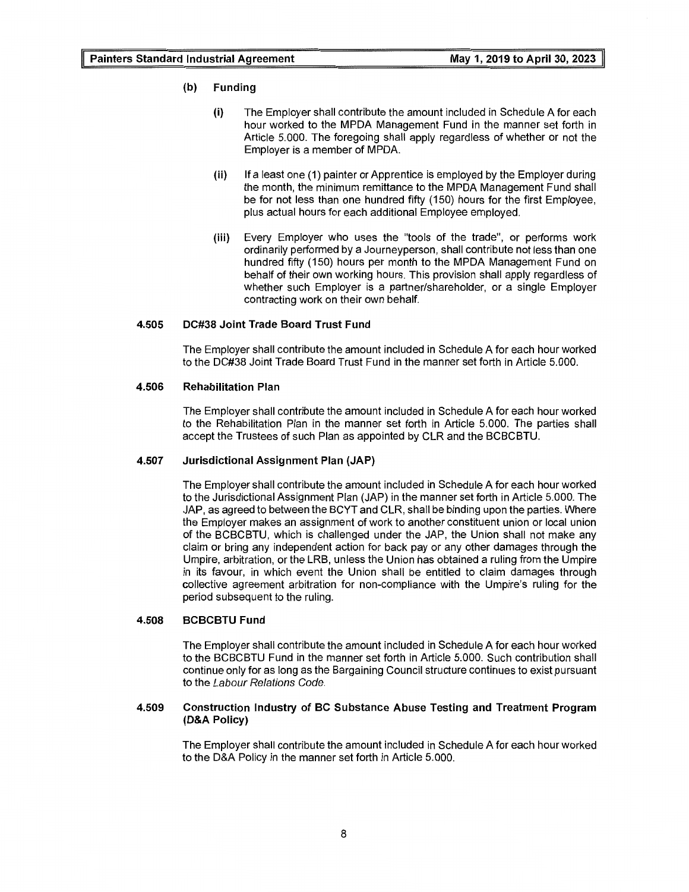**(b) Funding**

**(i)** The Employer shall contribute the amount included in Schedule A for each hour worked to the MPDA Management Fund in the manner set forth in Article 5.000. The foregoing shall apply regardless of whether or not the Employer is a member of MPDA.

**(ii)** If a least one (1) painter or Apprentice is employed by the Employer during the month, the minimum remittance to the MPDA Management Fund shall be for not less than one hundred fifty (150) hours for the first Employee, plus actual hours for each additional Employee employed.

**(iii)** Every Employer who uses the "tools of the trade", or performs work ordinarily performed by a Journeyperson, shall contribute not less than one hundred fifty (150) hours per month to the MPDA Management Fund on behalf of their own working hours. This provision shall apply regardless of whether such Employer is a partner/shareholder, or a single Employer contracting work on their own behalf.

**4.505 DC#38 Joint Trade Board Trust Fund**

The Employer shall contribute the amount included in Schedule A for each hour worked to the DC#38 Joint Trade Board Trust Fund in the manner set forth in Article 5.000.

**4.506 Rehabilitation Plan**

The Employer shall contribute the amount included in Schedule A for each hour worked to the Rehabilitation Plan in the manner set forth in Article 5.000. The parties shall accept the Trustees of such Plan as appointed by CLR and the BCBCBTU.

**4.507 Jurisdictional Assignment Plan (JAP)**

The Employer shall contribute the amount included in Schedule A for each hour worked to the Jurisdictional Assignment Plan (JAP) in the manner set forth in Article 5.000. The JAP, as agreed to between the BCYT and CLR, shall be binding upon the parties. Where the Employer makes an assignment of work to another constituent union or local union of the BCBCBTU, which is challenged under the JAP, the Union shall not make any claim or bring any independent action for back pay or any other damages through the Umpire, arbitration, or the LRB, unless the Union has obtained a ruling from the Umpire in its favour, in which event the Union shall be entitled to claim damages through collective agreement arbitration for non-compliance with the Umpire's ruling for the period subsequent to the ruling.

**4.508 BCBCBTU Fund**

The Employer shall contribute the amount included in Schedule A for each hour worked to the BCBCBTU Fund in the manner set forth in Article 5.000. Such contribution shall continue only for as long as the Bargaining Council structure continues to exist pursuant to the *Labour Relations Code*.

**4.509 Construction Industry of BC Substance Abuse Testing and Treatment Program (D&A Policy)**

The Employer shall contribute the amount included in Schedule A for each hour worked to the D&A Policy in the manner set forth in Article 5.000.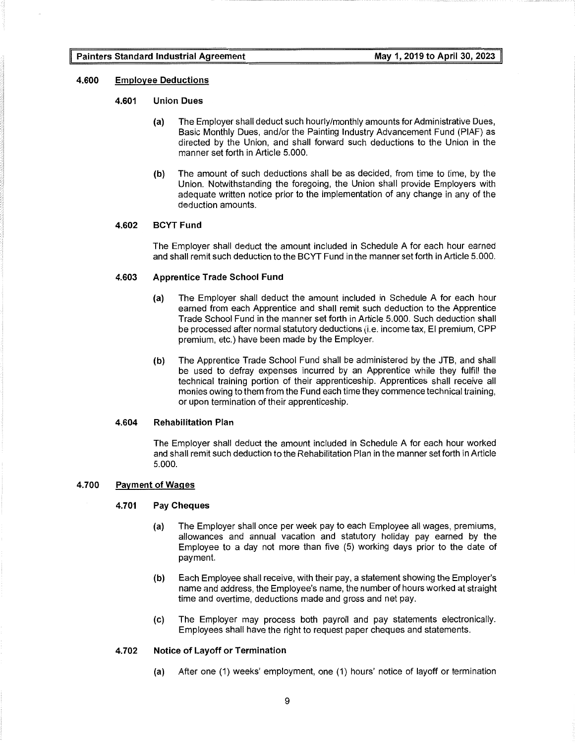## 4.600 Employee Deductions

### 4.601 Union Dues

**(a)** The Employer shall deduct such hourly/monthly amounts for Administrative Dues, Basic Monthly Dues, and/or the Painting Industry Advancement Fund (PIAF) as directed by the Union, and shall forward such deductions to the Union in the manner set forth in Article 5.000.

**(b)** The amount of such deductions shall be as decided, from time to time, by the Union. Notwithstanding the foregoing, the Union shall provide Employers with adequate written notice prior to the implementation of any change in any of the deduction amounts.

### 4.602 BCYT Fund

The Employer shall deduct the amount included in Schedule A for each hour earned and shall remit such deduction to the BCYT Fund in the manner set forth in Article 5.000.

### 4.603 Apprentice Trade School Fund

**(a)** The Employer shall deduct the amount included in Schedule A for each hour earned from each Apprentice and shall remit such deduction to the Apprentice Trade School Fund in the manner set forth in Article 5.000. Such deduction shall be processed after normal statutory deductions (i.e. income tax, EI premium, CPP premium, etc.) have been made by the Employer.

**(b)** The Apprentice Trade School Fund shall be administered by the JTB, and shall be used to defray expenses incurred by an Apprentice while they fulfill the technical training portion of their apprenticeship. Apprentices shall receive all monies owing to them from the Fund each time they commence technical training, or upon termination of their apprenticeship.

### 4.604 Rehabilitation Plan

The Employer shall deduct the amount included in Schedule A for each hour worked and shall remit such deduction to the Rehabilitation Plan in the manner set forth in Article 5.000.

## 4.700 Payment of Wages

### 4.701 Pay Cheques

**(a)** The Employer shall once per week pay to each Employee all wages, premiums, allowances and annual vacation and statutory holiday pay earned by the Employee to a day not more than five (5) working days prior to the date of payment.

**(b)** Each Employee shall receive, with their pay, a statement showing the Employer's name and address, the Employee's name, the number of hours worked at straight time and overtime, deductions made and gross and net pay.

**(c)** The Employer may process both payroll and pay statements electronically. Employees shall have the right to request paper cheques and statements.

### 4.702 Notice of Layoff or Termination

**(a)** After one (1) weeks' employment, one (1) hours' notice of layoff or termination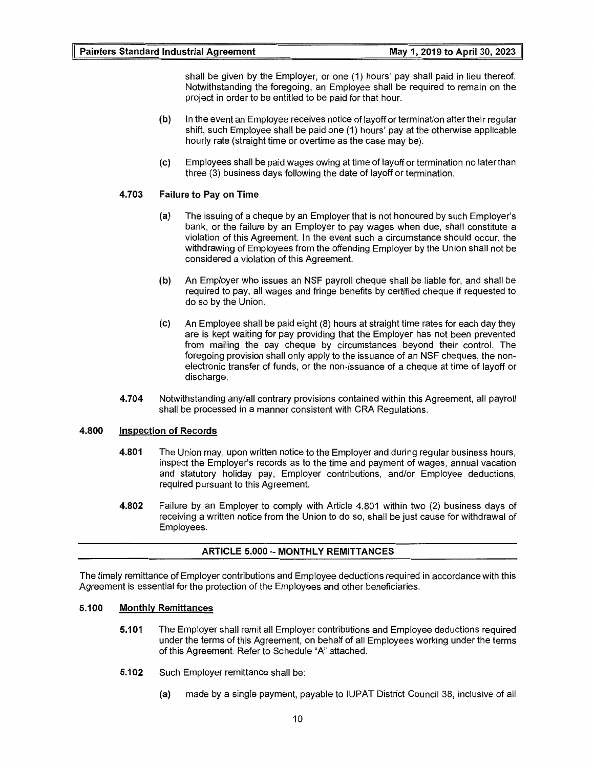shall be given by the Employer, or one (1) hours' pay shall paid in lieu thereof. Notwithstanding the foregoing, an Employee shall be required to remain on the project in order to be entitled to be paid for that hour.

**(b)** In the event an Employee receives notice of layoff or termination after their regular shift, such Employee shall be paid one (1) hours' pay at the otherwise applicable hourly rate (straight time or overtime as the case may be).

**(c)** Employees shall be paid wages owing at time of layoff or termination no later than three (3) business days following the date of layoff or termination.

**4.703 Failure to Pay on Time**

**(a)** The issuing of a cheque by an Employer that is not honoured by such Employer's bank, or the failure by an Employer to pay wages when due, shall constitute a violation of this Agreement. In the event such a circumstance should occur, the withdrawing of Employees from the offending Employer by the Union shall not be considered a violation of this Agreement.

**(b)** An Employer who issues an NSF payroll cheque shall be liable for, and shall be required to pay, all wages and fringe benefits by certified cheque if requested to do so by the Union.

**(c)** An Employee shall be paid eight (8) hours at straight time rates for each day they are is kept waiting for pay providing that the Employer has not been prevented from mailing the pay cheque by circumstances beyond their control. The foregoing provision shall only apply to the issuance of an NSF cheques, the non-electronic transfer of funds, or the non-issuance of a cheque at time of layoff or discharge.

**4.704** Notwithstanding any/all contrary provisions contained within this Agreement, all payroll shall be processed in a manner consistent with CRA Regulations.

**4.800 <u>Inspection of Records</u>**

**4.801** The Union may, upon written notice to the Employer and during regular business hours, inspect the Employer's records as to the time and payment of wages, annual vacation and statutory holiday pay, Employer contributions, and/or Employee deductions, required pursuant to this Agreement.

**4.802** Failure by an Employer to comply with Article 4.801 within two (2) business days of receiving a written notice from the Union to do so, shall be just cause for withdrawal of Employees.

## ARTICLE 5.000 – MONTHLY REMITTANCES

The timely remittance of Employer contributions and Employee deductions required in accordance with this Agreement is essential for the protection of the Employees and other beneficiaries.

**5.100 <u>Monthly Remittances</u>**

**5.101** The Employer shall remit all Employer contributions and Employee deductions required under the terms of this Agreement, on behalf of all Employees working under the terms of this Agreement. Refer to Schedule "A" attached.

**5.102** Such Employer remittance shall be:

**(a)** made by a single payment, payable to IUPAT District Council 38, inclusive of all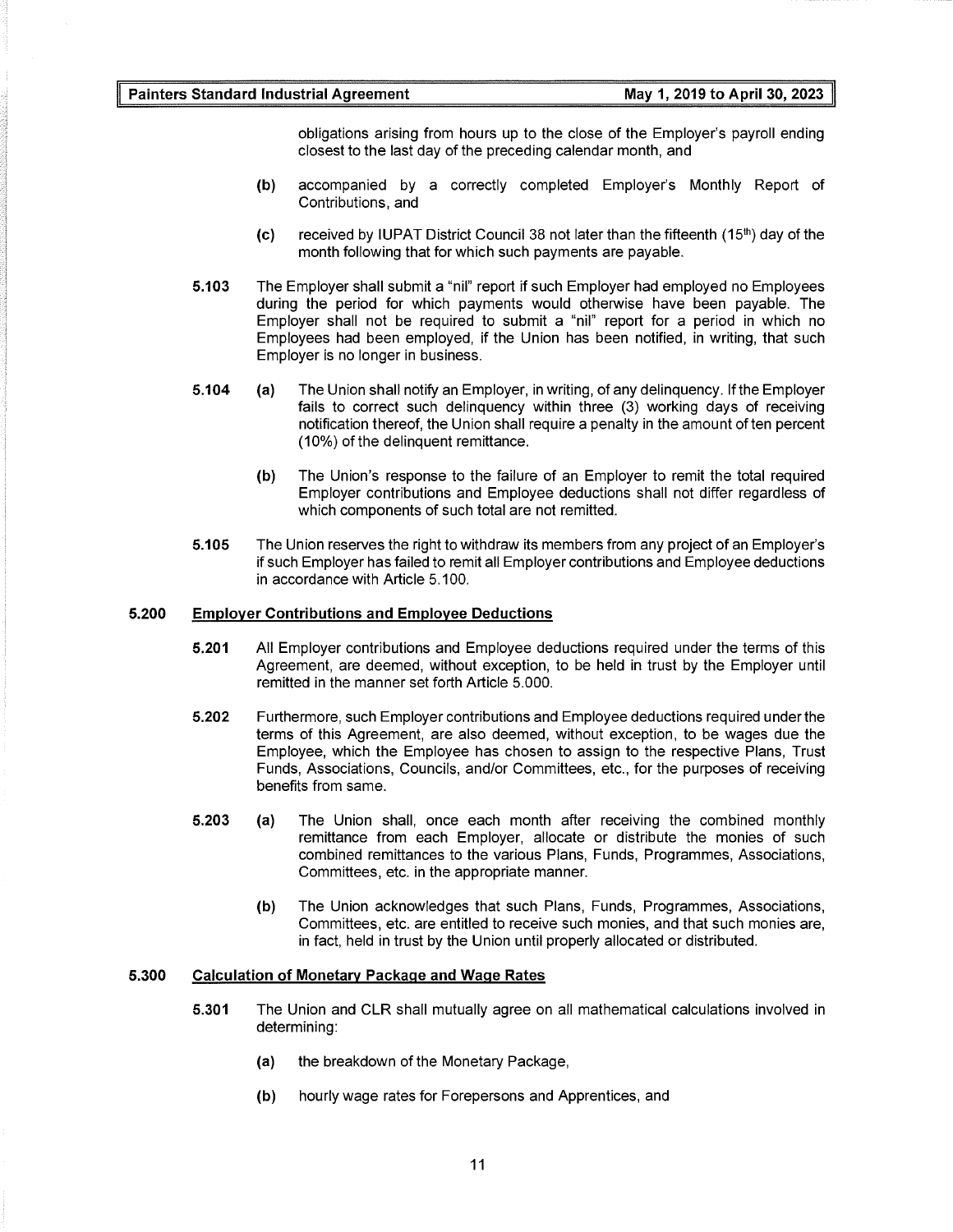obligations arising from hours up to the close of the Employer's payroll ending closest to the last day of the preceding calendar month, and

**(b)** accompanied by a correctly completed Employer's Monthly Report of Contributions, and

**(c)** received by IUPAT District Council 38 not later than the fifteenth (15th) day of the month following that for which such payments are payable.

**5.103** The Employer shall submit a "nil" report if such Employer had employed no Employees during the period for which payments would otherwise have been payable. The Employer shall not be required to submit a "nil" report for a period in which no Employees had been employed, if the Union has been notified, in writing, that such Employer is no longer in business.

**5.104** **(a)** The Union shall notify an Employer, in writing, of any delinquency. If the Employer fails to correct such delinquency within three (3) working days of receiving notification thereof, the Union shall require a penalty in the amount of ten percent (10%) of the delinquent remittance.

**(b)** The Union's response to the failure of an Employer to remit the total required Employer contributions and Employee deductions shall not differ regardless of which components of such total are not remitted.

**5.105** The Union reserves the right to withdraw its members from any project of an Employer's if such Employer has failed to remit all Employer contributions and Employee deductions in accordance with Article 5.100.

## 5.200 Employer Contributions and Employee Deductions

**5.201** All Employer contributions and Employee deductions required under the terms of this Agreement, are deemed, without exception, to be held in trust by the Employer until remitted in the manner set forth Article 5.000.

**5.202** Furthermore, such Employer contributions and Employee deductions required under the terms of this Agreement, are also deemed, without exception, to be wages due the Employee, which the Employee has chosen to assign to the respective Plans, Trust Funds, Associations, Councils, and/or Committees, etc., for the purposes of receiving benefits from same.

**5.203** **(a)** The Union shall, once each month after receiving the combined monthly remittance from each Employer, allocate or distribute the monies of such combined remittances to the various Plans, Funds, Programmes, Associations, Committees, etc. in the appropriate manner.

**(b)** The Union acknowledges that such Plans, Funds, Programmes, Associations, Committees, etc. are entitled to receive such monies, and that such monies are, in fact, held in trust by the Union until properly allocated or distributed.

## 5.300 Calculation of Monetary Package and Wage Rates

**5.301** The Union and CLR shall mutually agree on all mathematical calculations involved in determining:

**(a)** the breakdown of the Monetary Package,

**(b)** hourly wage rates for Forepersons and Apprentices, and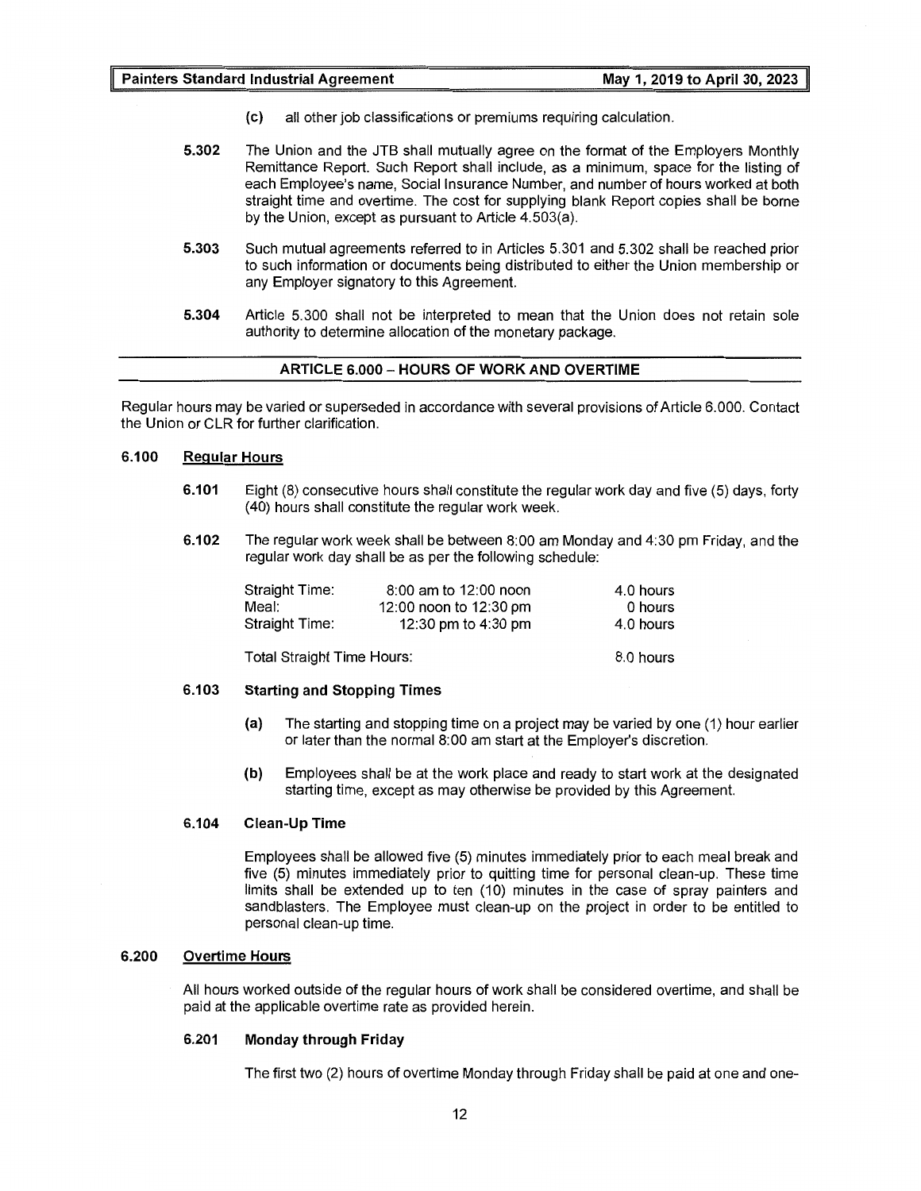(c) all other job classifications or premiums requiring calculation.

**5.302** The Union and the JTB shall mutually agree on the format of the Employers Monthly Remittance Report. Such Report shall include, as a minimum, space for the listing of each Employee's name, Social Insurance Number, and number of hours worked at both straight time and overtime. The cost for supplying blank Report copies shall be borne by the Union, except as pursuant to Article 4.503(a).

**5.303** Such mutual agreements referred to in Articles 5.301 and 5.302 shall be reached prior to such information or documents being distributed to either the Union membership or any Employer signatory to this Agreement.

**5.304** Article 5.300 shall not be interpreted to mean that the Union does not retain sole authority to determine allocation of the monetary package.

## ARTICLE 6.000 – HOURS OF WORK AND OVERTIME

Regular hours may be varied or superseded in accordance with several provisions of Article 6.000. Contact the Union or CLR for further clarification.

### 6.100 Regular Hours

**6.101** Eight (8) consecutive hours shall constitute the regular work day and five (5) days, forty (40) hours shall constitute the regular work week.

**6.102** The regular work week shall be between 8:00 am Monday and 4:30 pm Friday, and the regular work day shall be as per the following schedule:

| | | |
|---|---|---|
| Straight Time: | 8:00 am to 12:00 noon | 4.0 hours |
| Meal: | 12:00 noon to 12:30 pm | 0 hours |
| Straight Time: | 12:30 pm to 4:30 pm | 4.0 hours |
| Total Straight Time Hours: | | 8.0 hours |

#### 6.103 Starting and Stopping Times

(a) The starting and stopping time on a project may be varied by one (1) hour earlier or later than the normal 8:00 am start at the Employer's discretion.

(b) Employees shall be at the work place and ready to start work at the designated starting time, except as may otherwise be provided by this Agreement.

#### 6.104 Clean-Up Time

Employees shall be allowed five (5) minutes immediately prior to each meal break and five (5) minutes immediately prior to quitting time for personal clean-up. These time limits shall be extended up to ten (10) minutes in the case of spray painters and sandblasters. The Employee must clean-up on the project in order to be entitled to personal clean-up time.

### 6.200 Overtime Hours

All hours worked outside of the regular hours of work shall be considered overtime, and shall be paid at the applicable overtime rate as provided herein.

#### 6.201 Monday through Friday

The first two (2) hours of overtime Monday through Friday shall be paid at one and one-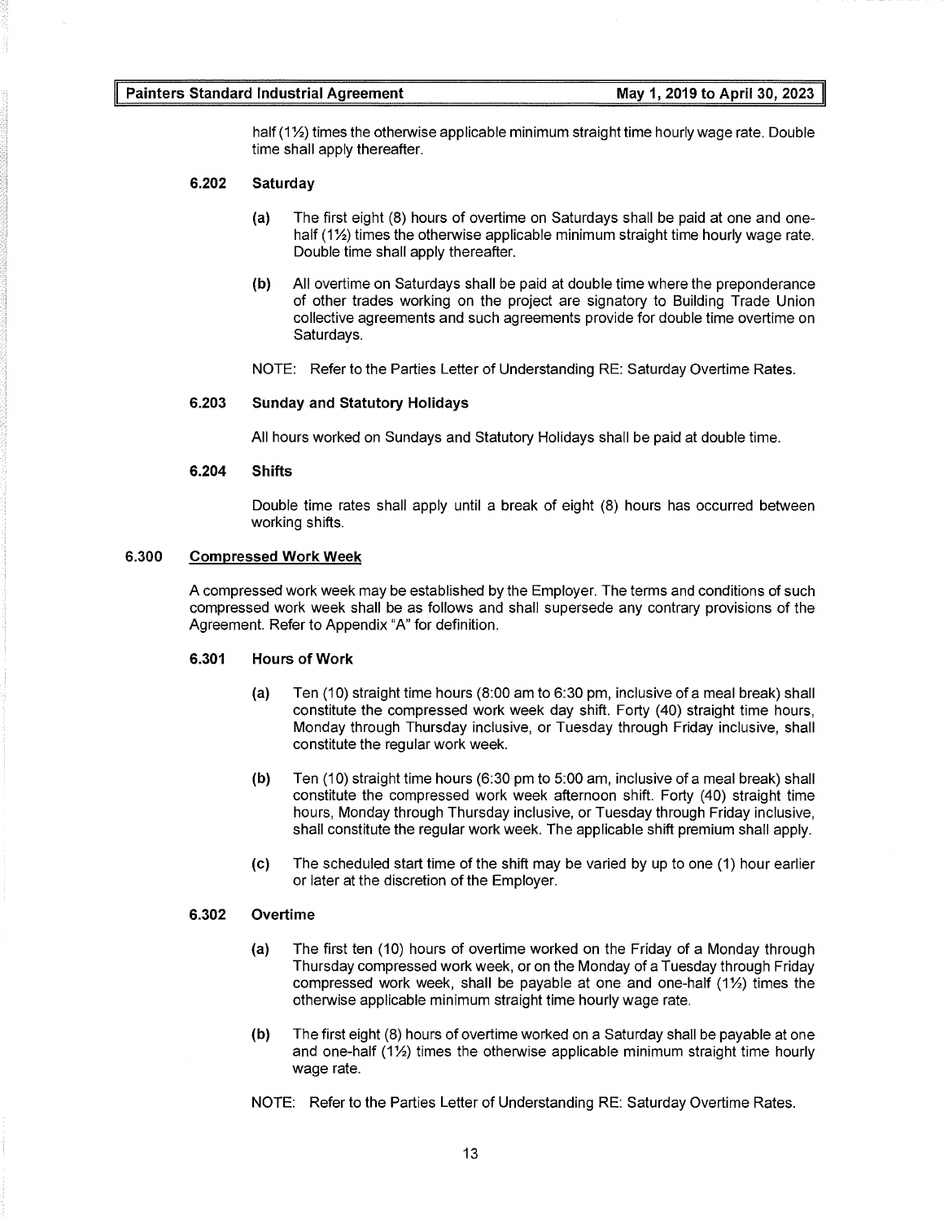half (1½) times the otherwise applicable minimum straight time hourly wage rate. Double time shall apply thereafter.

**6.202 Saturday**

(a) The first eight (8) hours of overtime on Saturdays shall be paid at one and one-half (1½) times the otherwise applicable minimum straight time hourly wage rate. Double time shall apply thereafter.

(b) All overtime on Saturdays shall be paid at double time where the preponderance of other trades working on the project are signatory to Building Trade Union collective agreements and such agreements provide for double time overtime on Saturdays.

NOTE: Refer to the Parties Letter of Understanding RE: Saturday Overtime Rates.

**6.203 Sunday and Statutory Holidays**

All hours worked on Sundays and Statutory Holidays shall be paid at double time.

**6.204 Shifts**

Double time rates shall apply until a break of eight (8) hours has occurred between working shifts.

## 6.300 Compressed Work Week

A compressed work week may be established by the Employer. The terms and conditions of such compressed work week shall be as follows and shall supersede any contrary provisions of the Agreement. Refer to Appendix "A" for definition.

**6.301 Hours of Work**

(a) Ten (10) straight time hours (8:00 am to 6:30 pm, inclusive of a meal break) shall constitute the compressed work week day shift. Forty (40) straight time hours, Monday through Thursday inclusive, or Tuesday through Friday inclusive, shall constitute the regular work week.

(b) Ten (10) straight time hours (6:30 pm to 5:00 am, inclusive of a meal break) shall constitute the compressed work week afternoon shift. Forty (40) straight time hours, Monday through Thursday inclusive, or Tuesday through Friday inclusive, shall constitute the regular work week. The applicable shift premium shall apply.

(c) The scheduled start time of the shift may be varied by up to one (1) hour earlier or later at the discretion of the Employer.

**6.302 Overtime**

(a) The first ten (10) hours of overtime worked on the Friday of a Monday through Thursday compressed work week, or on the Monday of a Tuesday through Friday compressed work week, shall be payable at one and one-half (1½) times the otherwise applicable minimum straight time hourly wage rate.

(b) The first eight (8) hours of overtime worked on a Saturday shall be payable at one and one-half (1½) times the otherwise applicable minimum straight time hourly wage rate.

NOTE: Refer to the Parties Letter of Understanding RE: Saturday Overtime Rates.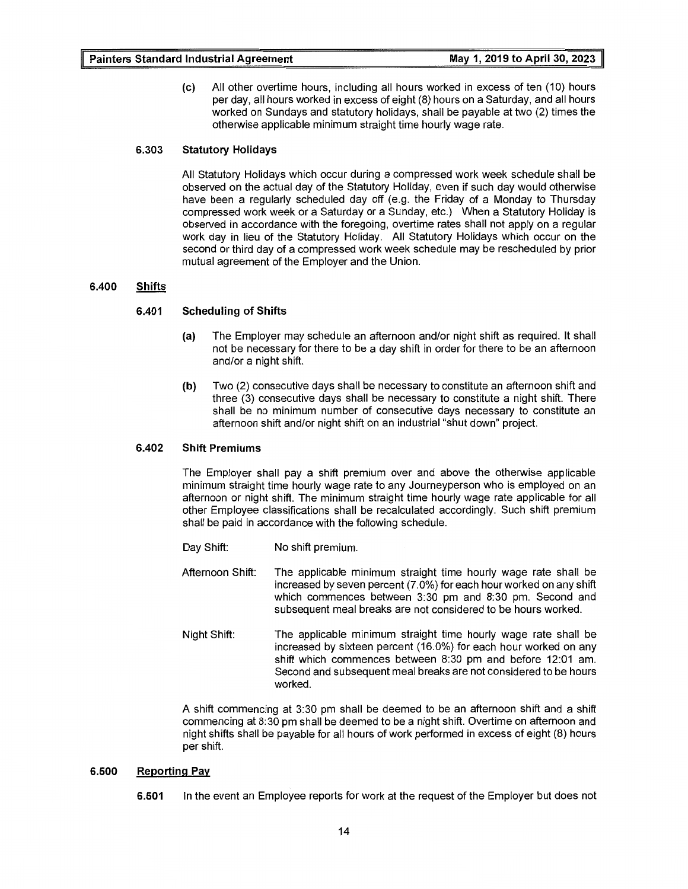(c) All other overtime hours, including all hours worked in excess of ten (10) hours per day, all hours worked in excess of eight (8) hours on a Saturday, and all hours worked on Sundays and statutory holidays, shall be payable at two (2) times the otherwise applicable minimum straight time hourly wage rate.

### 6.303 Statutory Holidays

All Statutory Holidays which occur during a compressed work week schedule shall be observed on the actual day of the Statutory Holiday, even if such day would otherwise have been a regularly scheduled day off (e.g. the Friday of a Monday to Thursday compressed work week or a Saturday or a Sunday, etc.) When a Statutory Holiday is observed in accordance with the foregoing, overtime rates shall not apply on a regular work day in lieu of the Statutory Holiday. All Statutory Holidays which occur on the second or third day of a compressed work week schedule may be rescheduled by prior mutual agreement of the Employer and the Union.

## 6.400 Shifts

### 6.401 Scheduling of Shifts

(a) The Employer may schedule an afternoon and/or night shift as required. It shall not be necessary for there to be a day shift in order for there to be an afternoon and/or a night shift.

(b) Two (2) consecutive days shall be necessary to constitute an afternoon shift and three (3) consecutive days shall be necessary to constitute a night shift. There shall be no minimum number of consecutive days necessary to constitute an afternoon shift and/or night shift on an industrial "shut down" project.

### 6.402 Shift Premiums

The Employer shall pay a shift premium over and above the otherwise applicable minimum straight time hourly wage rate to any Journeyperson who is employed on an afternoon or night shift. The minimum straight time hourly wage rate applicable for all other Employee classifications shall be recalculated accordingly. Such shift premium shall be paid in accordance with the following schedule.

Day Shift: No shift premium.

Afternoon Shift: The applicable minimum straight time hourly wage rate shall be increased by seven percent (7.0%) for each hour worked on any shift which commences between 3:30 pm and 8:30 pm. Second and subsequent meal breaks are not considered to be hours worked.

Night Shift: The applicable minimum straight time hourly wage rate shall be increased by sixteen percent (16.0%) for each hour worked on any shift which commences between 8:30 pm and before 12:01 am. Second and subsequent meal breaks are not considered to be hours worked.

A shift commencing at 3:30 pm shall be deemed to be an afternoon shift and a shift commencing at 8:30 pm shall be deemed to be a night shift. Overtime on afternoon and night shifts shall be payable for all hours of work performed in excess of eight (8) hours per shift.

## 6.500 Reporting Pay

**6.501** In the event an Employee reports for work at the request of the Employer but does not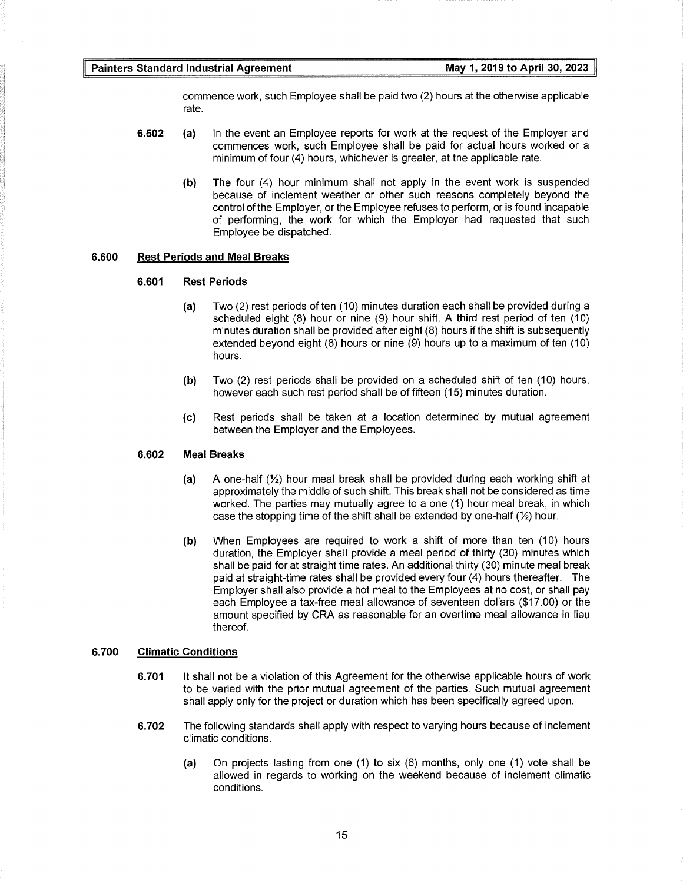commence work, such Employee shall be paid two (2) hours at the otherwise applicable rate.

**6.502** **(a)** In the event an Employee reports for work at the request of the Employer and commences work, such Employee shall be paid for actual hours worked or a minimum of four (4) hours, whichever is greater, at the applicable rate.

**(b)** The four (4) hour minimum shall not apply in the event work is suspended because of inclement weather or other such reasons completely beyond the control of the Employer, or the Employee refuses to perform, or is found incapable of performing, the work for which the Employer had requested that such Employee be dispatched.

## 6.600 Rest Periods and Meal Breaks

### 6.601 Rest Periods

**(a)** Two (2) rest periods of ten (10) minutes duration each shall be provided during a scheduled eight (8) hour or nine (9) hour shift. A third rest period of ten (10) minutes duration shall be provided after eight (8) hours if the shift is subsequently extended beyond eight (8) hours or nine (9) hours up to a maximum of ten (10) hours.

**(b)** Two (2) rest periods shall be provided on a scheduled shift of ten (10) hours, however each such rest period shall be of fifteen (15) minutes duration.

**(c)** Rest periods shall be taken at a location determined by mutual agreement between the Employer and the Employees.

### 6.602 Meal Breaks

**(a)** A one-half (½) hour meal break shall be provided during each working shift at approximately the middle of such shift. This break shall not be considered as time worked. The parties may mutually agree to a one (1) hour meal break, in which case the stopping time of the shift shall be extended by one-half (½) hour.

**(b)** When Employees are required to work a shift of more than ten (10) hours duration, the Employer shall provide a meal period of thirty (30) minutes which shall be paid for at straight time rates. An additional thirty (30) minute meal break paid at straight-time rates shall be provided every four (4) hours thereafter. The Employer shall also provide a hot meal to the Employees at no cost, or shall pay each Employee a tax-free meal allowance of seventeen dollars ($17.00) or the amount specified by CRA as reasonable for an overtime meal allowance in lieu thereof.

## 6.700 Climatic Conditions

**6.701** It shall not be a violation of this Agreement for the otherwise applicable hours of work to be varied with the prior mutual agreement of the parties. Such mutual agreement shall apply only for the project or duration which has been specifically agreed upon.

**6.702** The following standards shall apply with respect to varying hours because of inclement climatic conditions.

**(a)** On projects lasting from one (1) to six (6) months, only one (1) vote shall be allowed in regards to working on the weekend because of inclement climatic conditions.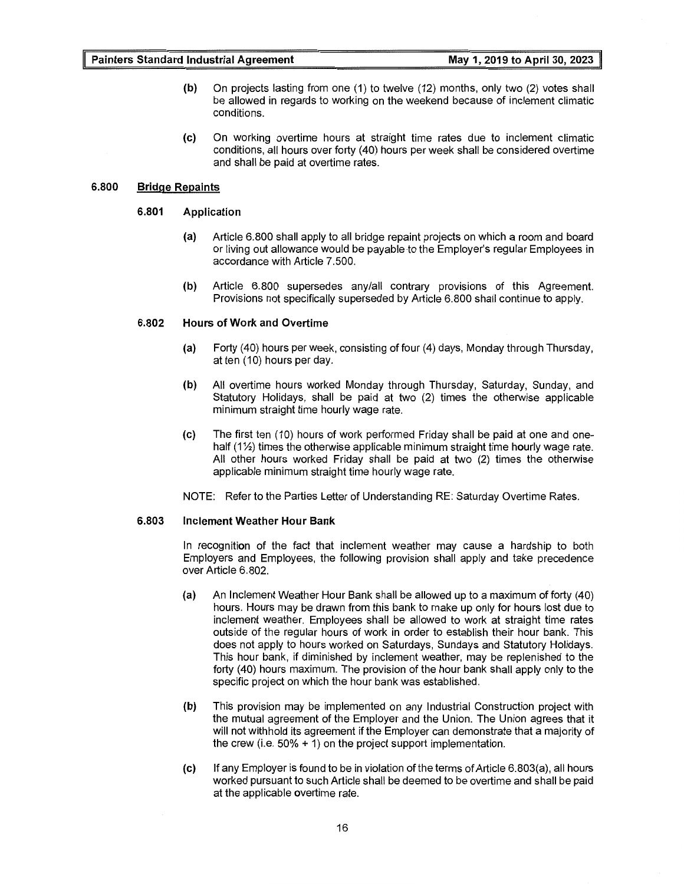(b) On projects lasting from one (1) to twelve (12) months, only two (2) votes shall be allowed in regards to working on the weekend because of inclement climatic conditions.

(c) On working overtime hours at straight time rates due to inclement climatic conditions, all hours over forty (40) hours per week shall be considered overtime and shall be paid at overtime rates.

## 6.800 Bridge Repaints

### 6.801 Application

(a) Article 6.800 shall apply to all bridge repaint projects on which a room and board or living out allowance would be payable to the Employer's regular Employees in accordance with Article 7.500.

(b) Article 6.800 supersedes any/all contrary provisions of this Agreement. Provisions not specifically superseded by Article 6.800 shall continue to apply.

### 6.802 Hours of Work and Overtime

(a) Forty (40) hours per week, consisting of four (4) days, Monday through Thursday, at ten (10) hours per day.

(b) All overtime hours worked Monday through Thursday, Saturday, Sunday, and Statutory Holidays, shall be paid at two (2) times the otherwise applicable minimum straight time hourly wage rate.

(c) The first ten (10) hours of work performed Friday shall be paid at one and one-half (1½) times the otherwise applicable minimum straight time hourly wage rate. All other hours worked Friday shall be paid at two (2) times the otherwise applicable minimum straight time hourly wage rate.

NOTE: Refer to the Parties Letter of Understanding RE: Saturday Overtime Rates.

### 6.803 Inclement Weather Hour Bank

In recognition of the fact that inclement weather may cause a hardship to both Employers and Employees, the following provision shall apply and take precedence over Article 6.802.

(a) An Inclement Weather Hour Bank shall be allowed up to a maximum of forty (40) hours. Hours may be drawn from this bank to make up only for hours lost due to inclement weather. Employees shall be allowed to work at straight time rates outside of the regular hours of work in order to establish their hour bank. This does not apply to hours worked on Saturdays, Sundays and Statutory Holidays. This hour bank, if diminished by inclement weather, may be replenished to the forty (40) hours maximum. The provision of the hour bank shall apply only to the specific project on which the hour bank was established.

(b) This provision may be implemented on any Industrial Construction project with the mutual agreement of the Employer and the Union. The Union agrees that it will not withhold its agreement if the Employer can demonstrate that a majority of the crew (i.e. 50% + 1) on the project support implementation.

(c) If any Employer is found to be in violation of the terms of Article 6.803(a), all hours worked pursuant to such Article shall be deemed to be overtime and shall be paid at the applicable overtime rate.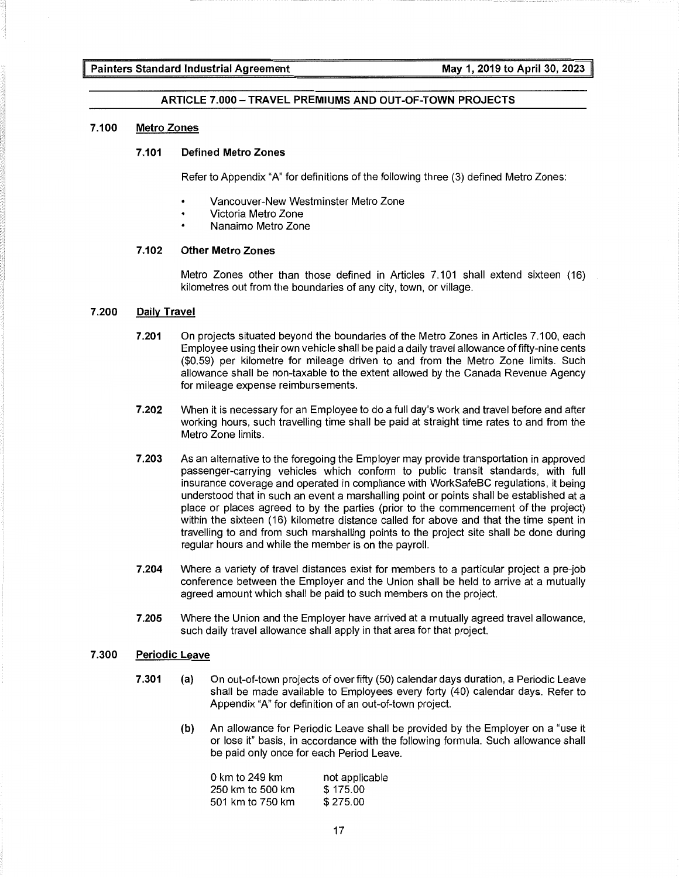## ARTICLE 7.000 – TRAVEL PREMIUMS AND OUT-OF-TOWN PROJECTS

### 7.100 Metro Zones

#### 7.101 Defined Metro Zones

Refer to Appendix "A" for definitions of the following three (3) defined Metro Zones:

- Vancouver-New Westminster Metro Zone
- Victoria Metro Zone
- Nanaimo Metro Zone

#### 7.102 Other Metro Zones

Metro Zones other than those defined in Articles 7.101 shall extend sixteen (16) kilometres out from the boundaries of any city, town, or village.

### 7.200 Daily Travel

**7.201** On projects situated beyond the boundaries of the Metro Zones in Articles 7.100, each Employee using their own vehicle shall be paid a daily travel allowance of fifty-nine cents ($0.59) per kilometre for mileage driven to and from the Metro Zone limits. Such allowance shall be non-taxable to the extent allowed by the Canada Revenue Agency for mileage expense reimbursements.

**7.202** When it is necessary for an Employee to do a full day's work and travel before and after working hours, such travelling time shall be paid at straight time rates to and from the Metro Zone limits.

**7.203** As an alternative to the foregoing the Employer may provide transportation in approved passenger-carrying vehicles which conform to public transit standards, with full insurance coverage and operated in compliance with WorkSafeBC regulations, it being understood that in such an event a marshalling point or points shall be established at a place or places agreed to by the parties (prior to the commencement of the project) within the sixteen (16) kilometre distance called for above and that the time spent in travelling to and from such marshalling points to the project site shall be done during regular hours and while the member is on the payroll.

**7.204** Where a variety of travel distances exist for members to a particular project a pre-job conference between the Employer and the Union shall be held to arrive at a mutually agreed amount which shall be paid to such members on the project.

**7.205** Where the Union and the Employer have arrived at a mutually agreed travel allowance, such daily travel allowance shall apply in that area for that project.

### 7.300 Periodic Leave

**7.301** **(a)** On out-of-town projects of over fifty (50) calendar days duration, a Periodic Leave shall be made available to Employees every forty (40) calendar days. Refer to Appendix "A" for definition of an out-of-town project.

**(b)** An allowance for Periodic Leave shall be provided by the Employer on a "use it or lose it" basis, in accordance with the following formula. Such allowance shall be paid only once for each Period Leave.

| | |
|---|---|
| 0 km to 249 km | not applicable |
| 250 km to 500 km | $ 175.00 |
| 501 km to 750 km | $ 275.00 |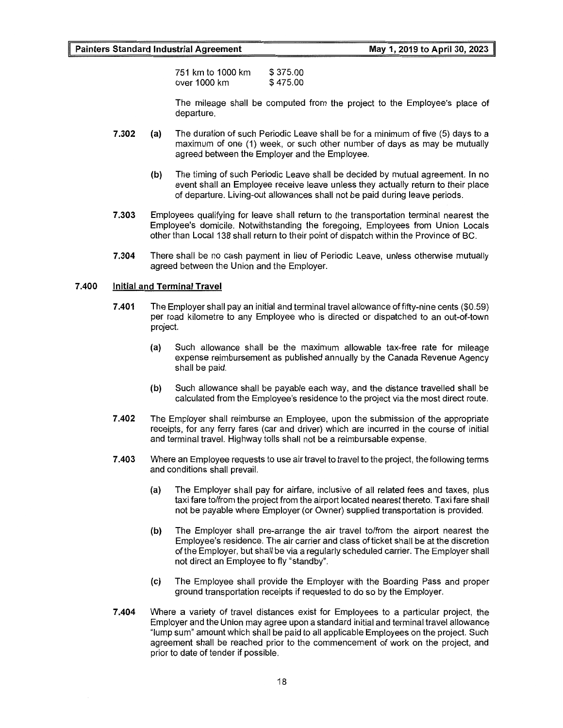| | |
|---|---|
| 751 km to 1000 km | $ 375.00 |
| over 1000 km | $ 475.00 |

The mileage shall be computed from the project to the Employee's place of departure.

**7.302** **(a)** The duration of such Periodic Leave shall be for a minimum of five (5) days to a maximum of one (1) week, or such other number of days as may be mutually agreed between the Employer and the Employee.

**(b)** The timing of such Periodic Leave shall be decided by mutual agreement. In no event shall an Employee receive leave unless they actually return to their place of departure. Living-out allowances shall not be paid during leave periods.

**7.303** Employees qualifying for leave shall return to the transportation terminal nearest the Employee's domicile. Notwithstanding the foregoing, Employees from Union Locals other than Local 138 shall return to their point of dispatch within the Province of BC.

**7.304** There shall be no cash payment in lieu of Periodic Leave, unless otherwise mutually agreed between the Union and the Employer.

## 7.400 Initial and Terminal Travel

**7.401** The Employer shall pay an initial and terminal travel allowance of fifty-nine cents ($0.59) per road kilometre to any Employee who is directed or dispatched to an out-of-town project.

**(a)** Such allowance shall be the maximum allowable tax-free rate for mileage expense reimbursement as published annually by the Canada Revenue Agency shall be paid.

**(b)** Such allowance shall be payable each way, and the distance travelled shall be calculated from the Employee's residence to the project via the most direct route.

**7.402** The Employer shall reimburse an Employee, upon the submission of the appropriate receipts, for any ferry fares (car and driver) which are incurred in the course of initial and terminal travel. Highway tolls shall not be a reimbursable expense.

**7.403** Where an Employee requests to use air travel to travel to the project, the following terms and conditions shall prevail.

**(a)** The Employer shall pay for airfare, inclusive of all related fees and taxes, plus taxi fare to/from the project from the airport located nearest thereto. Taxi fare shall not be payable where Employer (or Owner) supplied transportation is provided.

**(b)** The Employer shall pre-arrange the air travel to/from the airport nearest the Employee's residence. The air carrier and class of ticket shall be at the discretion of the Employer, but shall be via a regularly scheduled carrier. The Employer shall not direct an Employee to fly "standby".

**(c)** The Employee shall provide the Employer with the Boarding Pass and proper ground transportation receipts if requested to do so by the Employer.

**7.404** Where a variety of travel distances exist for Employees to a particular project, the Employer and the Union may agree upon a standard initial and terminal travel allowance "lump sum" amount which shall be paid to all applicable Employees on the project. Such agreement shall be reached prior to the commencement of work on the project, and prior to date of tender if possible.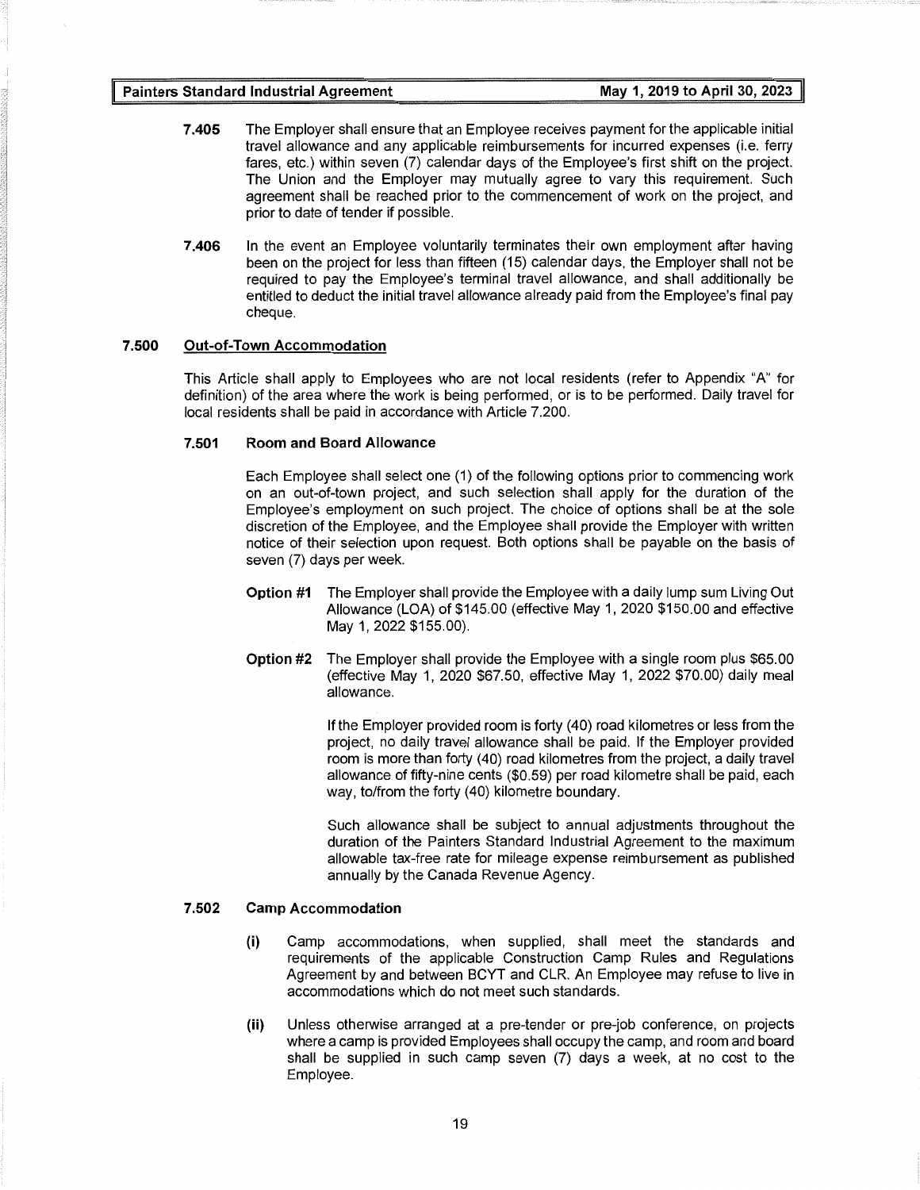**7.405** The Employer shall ensure that an Employee receives payment for the applicable initial travel allowance and any applicable reimbursements for incurred expenses (i.e. ferry fares, etc.) within seven (7) calendar days of the Employee's first shift on the project. The Union and the Employer may mutually agree to vary this requirement. Such agreement shall be reached prior to the commencement of work on the project, and prior to date of tender if possible.

**7.406** In the event an Employee voluntarily terminates their own employment after having been on the project for less than fifteen (15) calendar days, the Employer shall not be required to pay the Employee's terminal travel allowance, and shall additionally be entitled to deduct the initial travel allowance already paid from the Employee's final pay cheque.

## 7.500 Out-of-Town Accommodation

This Article shall apply to Employees who are not local residents (refer to Appendix "A" for definition) of the area where the work is being performed, or is to be performed. Daily travel for local residents shall be paid in accordance with Article 7.200.

### 7.501 Room and Board Allowance

Each Employee shall select one (1) of the following options prior to commencing work on an out-of-town project, and such selection shall apply for the duration of the Employee's employment on such project. The choice of options shall be at the sole discretion of the Employee, and the Employee shall provide the Employer with written notice of their selection upon request. Both options shall be payable on the basis of seven (7) days per week.

**Option #1** The Employer shall provide the Employee with a daily lump sum Living Out Allowance (LOA) of $145.00 (effective May 1, 2020 $150.00 and effective May 1, 2022 $155.00).

**Option #2** The Employer shall provide the Employee with a single room plus $65.00 (effective May 1, 2020 $67.50, effective May 1, 2022 $70.00) daily meal allowance.

If the Employer provided room is forty (40) road kilometres or less from the project, no daily travel allowance shall be paid. If the Employer provided room is more than forty (40) road kilometres from the project, a daily travel allowance of fifty-nine cents ($0.59) per road kilometre shall be paid, each way, to/from the forty (40) kilometre boundary.

Such allowance shall be subject to annual adjustments throughout the duration of the Painters Standard Industrial Agreement to the maximum allowable tax-free rate for mileage expense reimbursement as published annually by the Canada Revenue Agency.

### 7.502 Camp Accommodation

**(i)** Camp accommodations, when supplied, shall meet the standards and requirements of the applicable Construction Camp Rules and Regulations Agreement by and between BCYT and CLR. An Employee may refuse to live in accommodations which do not meet such standards.

**(ii)** Unless otherwise arranged at a pre-tender or pre-job conference, on projects where a camp is provided Employees shall occupy the camp, and room and board shall be supplied in such camp seven (7) days a week, at no cost to the Employee.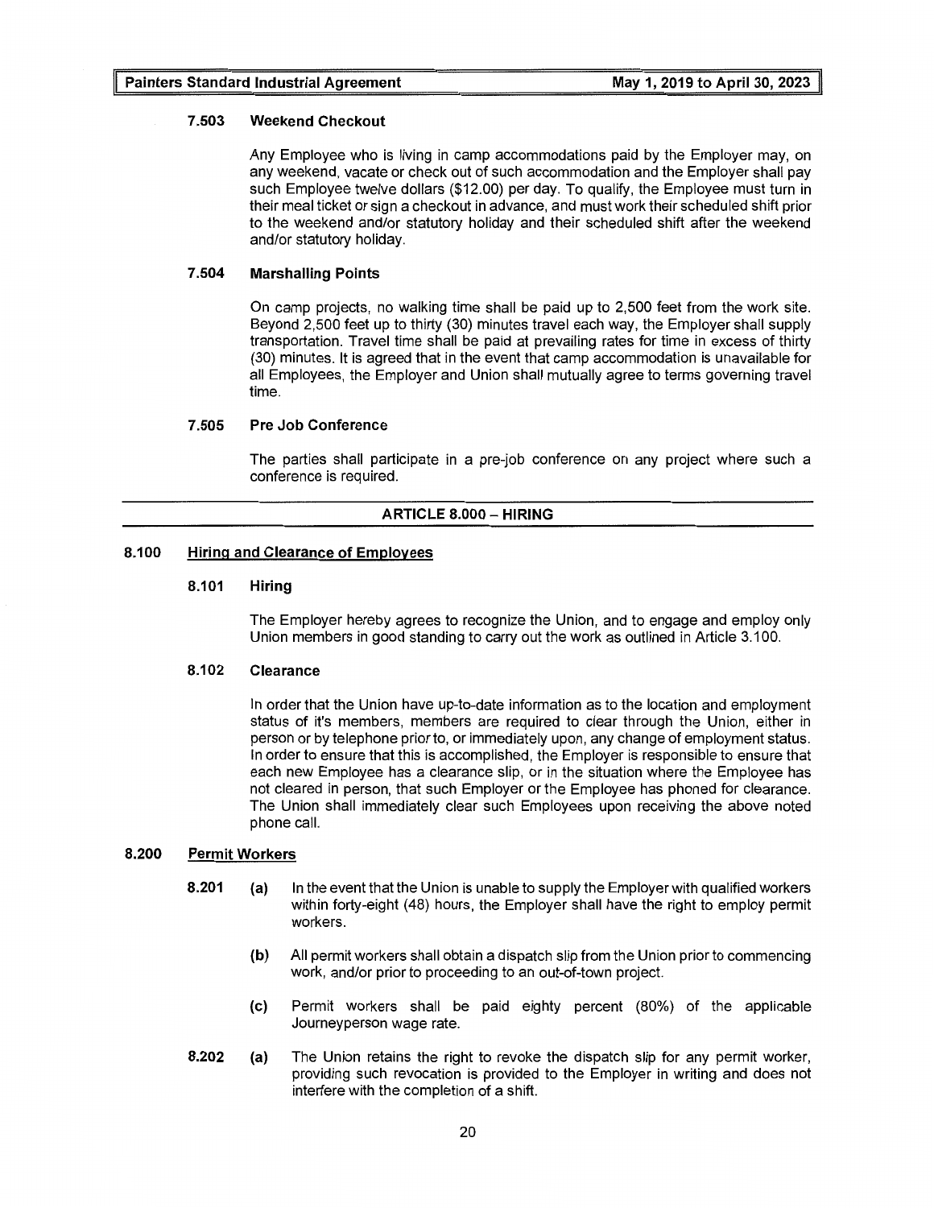#### 7.503 Weekend Checkout

Any Employee who is living in camp accommodations paid by the Employer may, on any weekend, vacate or check out of such accommodation and the Employer shall pay such Employee twelve dollars ($12.00) per day. To qualify, the Employee must turn in their meal ticket or sign a checkout in advance, and must work their scheduled shift prior to the weekend and/or statutory holiday and their scheduled shift after the weekend and/or statutory holiday.

#### 7.504 Marshalling Points

On camp projects, no walking time shall be paid up to 2,500 feet from the work site. Beyond 2,500 feet up to thirty (30) minutes travel each way, the Employer shall supply transportation. Travel time shall be paid at prevailing rates for time in excess of thirty (30) minutes. It is agreed that in the event that camp accommodation is unavailable for all Employees, the Employer and Union shall mutually agree to terms governing travel time.

#### 7.505 Pre Job Conference

The parties shall participate in a pre-job conference on any project where such a conference is required.

## ARTICLE 8.000 – HIRING

### 8.100 Hiring and Clearance of Employees

#### 8.101 Hiring

The Employer hereby agrees to recognize the Union, and to engage and employ only Union members in good standing to carry out the work as outlined in Article 3.100.

#### 8.102 Clearance

In order that the Union have up-to-date information as to the location and employment status of it's members, members are required to clear through the Union, either in person or by telephone prior to, or immediately upon, any change of employment status. In order to ensure that this is accomplished, the Employer is responsible to ensure that each new Employee has a clearance slip, or in the situation where the Employee has not cleared in person, that such Employer or the Employee has phoned for clearance. The Union shall immediately clear such Employees upon receiving the above noted phone call.

### 8.200 Permit Workers

**8.201** **(a)** In the event that the Union is unable to supply the Employer with qualified workers within forty-eight (48) hours, the Employer shall have the right to employ permit workers.

**(b)** All permit workers shall obtain a dispatch slip from the Union prior to commencing work, and/or prior to proceeding to an out-of-town project.

**(c)** Permit workers shall be paid eighty percent (80%) of the applicable Journeyperson wage rate.

**8.202** **(a)** The Union retains the right to revoke the dispatch slip for any permit worker, providing such revocation is provided to the Employer in writing and does not interfere with the completion of a shift.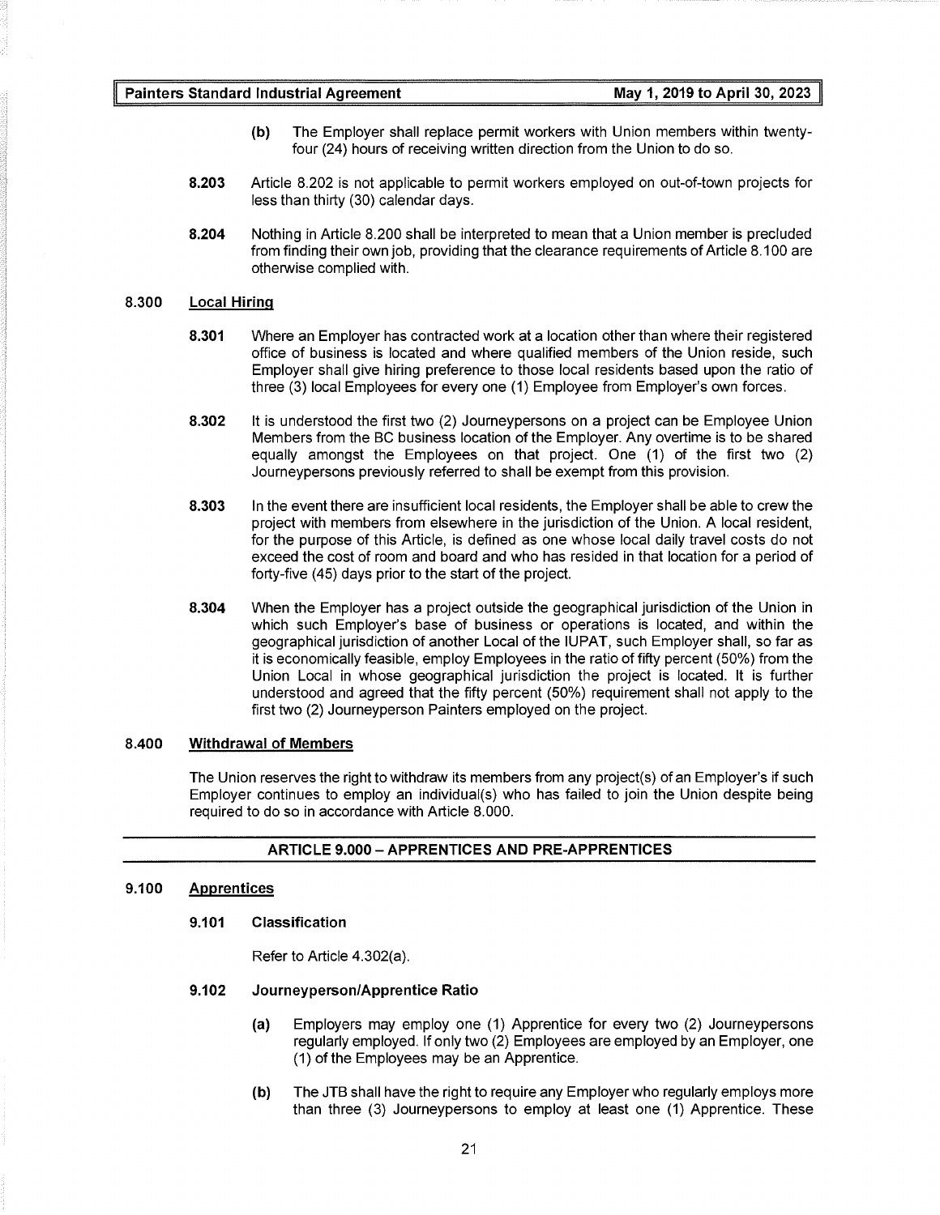(b) The Employer shall replace permit workers with Union members within twenty-four (24) hours of receiving written direction from the Union to do so.

**8.203** Article 8.202 is not applicable to permit workers employed on out-of-town projects for less than thirty (30) calendar days.

**8.204** Nothing in Article 8.200 shall be interpreted to mean that a Union member is precluded from finding their own job, providing that the clearance requirements of Article 8.100 are otherwise complied with.

### 8.300 Local Hiring

**8.301** Where an Employer has contracted work at a location other than where their registered office of business is located and where qualified members of the Union reside, such Employer shall give hiring preference to those local residents based upon the ratio of three (3) local Employees for every one (1) Employee from Employer's own forces.

**8.302** It is understood the first two (2) Journeypersons on a project can be Employee Union Members from the BC business location of the Employer. Any overtime is to be shared equally amongst the Employees on that project. One (1) of the first two (2) Journeypersons previously referred to shall be exempt from this provision.

**8.303** In the event there are insufficient local residents, the Employer shall be able to crew the project with members from elsewhere in the jurisdiction of the Union. A local resident, for the purpose of this Article, is defined as one whose local daily travel costs do not exceed the cost of room and board and who has resided in that location for a period of forty-five (45) days prior to the start of the project.

**8.304** When the Employer has a project outside the geographical jurisdiction of the Union in which such Employer's base of business or operations is located, and within the geographical jurisdiction of another Local of the IUPAT, such Employer shall, so far as it is economically feasible, employ Employees in the ratio of fifty percent (50%) from the Union Local in whose geographical jurisdiction the project is located. It is further understood and agreed that the fifty percent (50%) requirement shall not apply to the first two (2) Journeyperson Painters employed on the project.

### 8.400 Withdrawal of Members

The Union reserves the right to withdraw its members from any project(s) of an Employer's if such Employer continues to employ an individual(s) who has failed to join the Union despite being required to do so in accordance with Article 8.000.

## ARTICLE 9.000 – APPRENTICES AND PRE-APPRENTICES

### 9.100 Apprentices

#### 9.101 Classification

Refer to Article 4.302(a).

#### 9.102 Journeyperson/Apprentice Ratio

**(a)** Employers may employ one (1) Apprentice for every two (2) Journeypersons regularly employed. If only two (2) Employees are employed by an Employer, one (1) of the Employees may be an Apprentice.

**(b)** The JTB shall have the right to require any Employer who regularly employs more than three (3) Journeypersons to employ at least one (1) Apprentice. These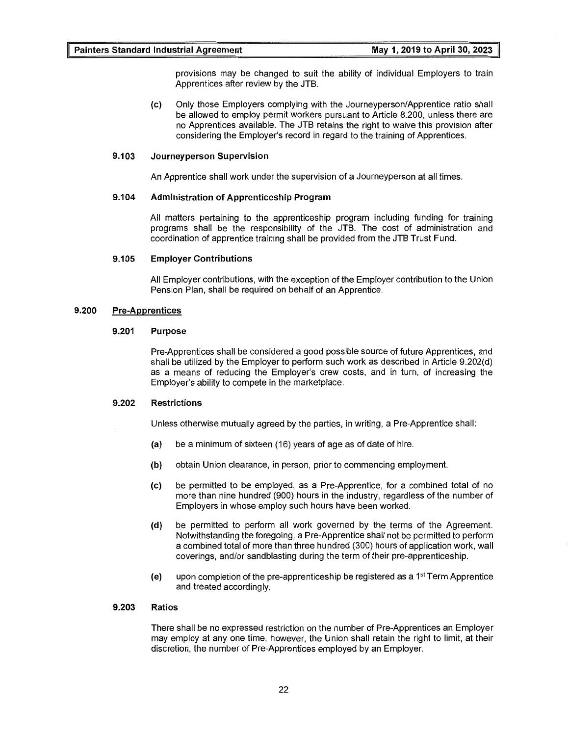provisions may be changed to suit the ability of individual Employers to train Apprentices after review by the JTB.

**(c)** Only those Employers complying with the Journeyperson/Apprentice ratio shall be allowed to employ permit workers pursuant to Article 8.200, unless there are no Apprentices available. The JTB retains the right to waive this provision after considering the Employer's record in regard to the training of Apprentices.

### 9.103 Journeyperson Supervision

An Apprentice shall work under the supervision of a Journeyperson at all times.

### 9.104 Administration of Apprenticeship Program

All matters pertaining to the apprenticeship program including funding for training programs shall be the responsibility of the JTB. The cost of administration and coordination of apprentice training shall be provided from the JTB Trust Fund.

### 9.105 Employer Contributions

All Employer contributions, with the exception of the Employer contribution to the Union Pension Plan, shall be required on behalf of an Apprentice.

## 9.200 Pre-Apprentices

### 9.201 Purpose

Pre-Apprentices shall be considered a good possible source of future Apprentices, and shall be utilized by the Employer to perform such work as described in Article 9.202(d) as a means of reducing the Employer's crew costs, and in turn, of increasing the Employer's ability to compete in the marketplace.

### 9.202 Restrictions

Unless otherwise mutually agreed by the parties, in writing, a Pre-Apprentice shall:

**(a)** be a minimum of sixteen (16) years of age as of date of hire.

**(b)** obtain Union clearance, in person, prior to commencing employment.

**(c)** be permitted to be employed, as a Pre-Apprentice, for a combined total of no more than nine hundred (900) hours in the industry, regardless of the number of Employers in whose employ such hours have been worked.

**(d)** be permitted to perform all work governed by the terms of the Agreement. Notwithstanding the foregoing, a Pre-Apprentice shall not be permitted to perform a combined total of more than three hundred (300) hours of application work, wall coverings, and/or sandblasting during the term of their pre-apprenticeship.

**(e)** upon completion of the pre-apprenticeship be registered as a 1st Term Apprentice and treated accordingly.

### 9.203 Ratios

There shall be no expressed restriction on the number of Pre-Apprentices an Employer may employ at any one time, however, the Union shall retain the right to limit, at their discretion, the number of Pre-Apprentices employed by an Employer.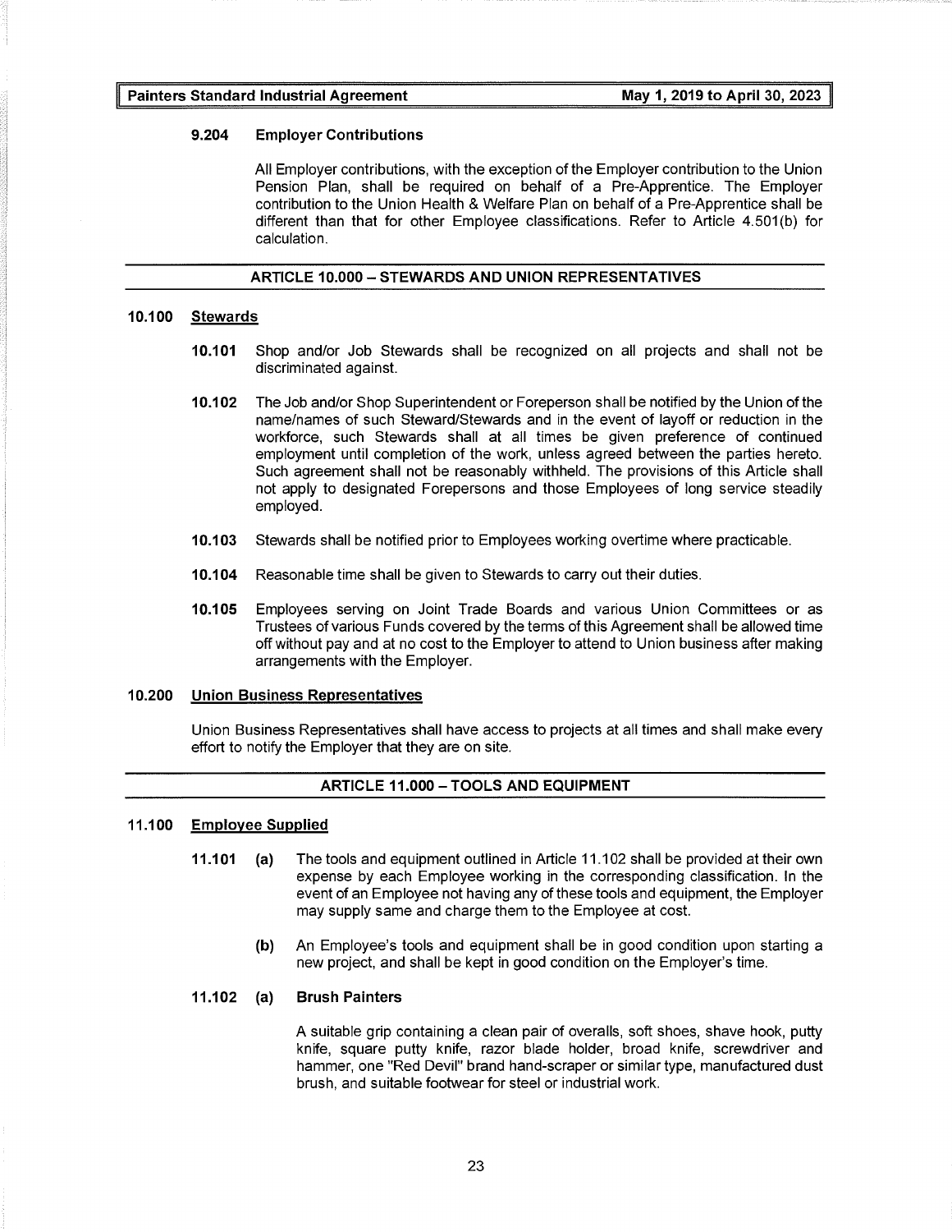**9.204 Employer Contributions**

All Employer contributions, with the exception of the Employer contribution to the Union Pension Plan, shall be required on behalf of a Pre-Apprentice. The Employer contribution to the Union Health & Welfare Plan on behalf of a Pre-Apprentice shall be different than that for other Employee classifications. Refer to Article 4.501(b) for calculation.

## ARTICLE 10.000 – STEWARDS AND UNION REPRESENTATIVES

### 10.100 Stewards

**10.101** Shop and/or Job Stewards shall be recognized on all projects and shall not be discriminated against.

**10.102** The Job and/or Shop Superintendent or Foreperson shall be notified by the Union of the name/names of such Steward/Stewards and in the event of layoff or reduction in the workforce, such Stewards shall at all times be given preference of continued employment until completion of the work, unless agreed between the parties hereto. Such agreement shall not be reasonably withheld. The provisions of this Article shall not apply to designated Forepersons and those Employees of long service steadily employed.

**10.103** Stewards shall be notified prior to Employees working overtime where practicable.

**10.104** Reasonable time shall be given to Stewards to carry out their duties.

**10.105** Employees serving on Joint Trade Boards and various Union Committees or as Trustees of various Funds covered by the terms of this Agreement shall be allowed time off without pay and at no cost to the Employer to attend to Union business after making arrangements with the Employer.

### 10.200 Union Business Representatives

Union Business Representatives shall have access to projects at all times and shall make every effort to notify the Employer that they are on site.

## ARTICLE 11.000 – TOOLS AND EQUIPMENT

### 11.100 Employee Supplied

**11.101 (a)** The tools and equipment outlined in Article 11.102 shall be provided at their own expense by each Employee working in the corresponding classification. In the event of an Employee not having any of these tools and equipment, the Employer may supply same and charge them to the Employee at cost.

**(b)** An Employee's tools and equipment shall be in good condition upon starting a new project, and shall be kept in good condition on the Employer's time.

**11.102 (a) Brush Painters**

A suitable grip containing a clean pair of overalls, soft shoes, shave hook, putty knife, square putty knife, razor blade holder, broad knife, screwdriver and hammer, one "Red Devil" brand hand-scraper or similar type, manufactured dust brush, and suitable footwear for steel or industrial work.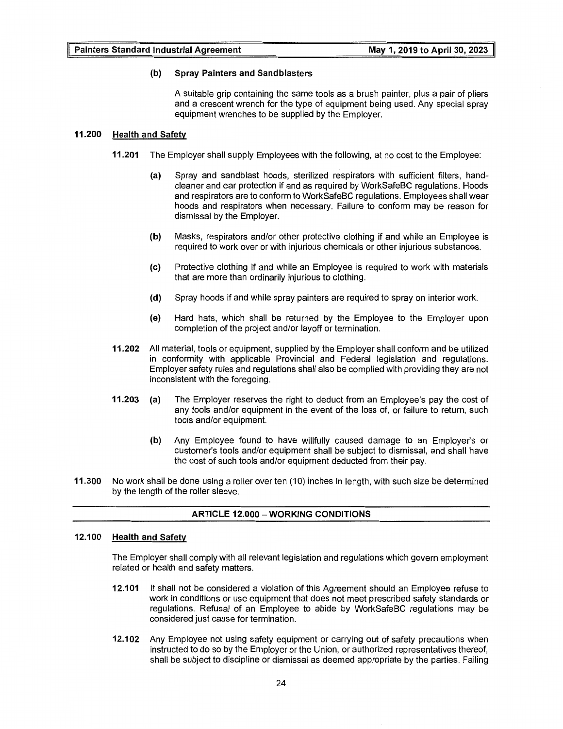**(b) Spray Painters and Sandblasters**

A suitable grip containing the same tools as a brush painter, plus a pair of pliers and a crescent wrench for the type of equipment being used. Any special spray equipment wrenches to be supplied by the Employer.

**11.200 Health and Safety**

**11.201** The Employer shall supply Employees with the following, at no cost to the Employee:

**(a)** Spray and sandblast hoods, sterilized respirators with sufficient filters, hand-cleaner and ear protection if and as required by WorkSafeBC regulations. Hoods and respirators are to conform to WorkSafeBC regulations. Employees shall wear hoods and respirators when necessary. Failure to conform may be reason for dismissal by the Employer.

**(b)** Masks, respirators and/or other protective clothing if and while an Employee is required to work over or with injurious chemicals or other injurious substances.

**(c)** Protective clothing if and while an Employee is required to work with materials that are more than ordinarily injurious to clothing.

**(d)** Spray hoods if and while spray painters are required to spray on interior work.

**(e)** Hard hats, which shall be returned by the Employee to the Employer upon completion of the project and/or layoff or termination.

**11.202** All material, tools or equipment, supplied by the Employer shall conform and be utilized in conformity with applicable Provincial and Federal legislation and regulations. Employer safety rules and regulations shall also be complied with providing they are not inconsistent with the foregoing.

**11.203 (a)** The Employer reserves the right to deduct from an Employee's pay the cost of any tools and/or equipment in the event of the loss of, or failure to return, such tools and/or equipment.

**(b)** Any Employee found to have willfully caused damage to an Employer's or customer's tools and/or equipment shall be subject to dismissal, and shall have the cost of such tools and/or equipment deducted from their pay.

**11.300** No work shall be done using a roller over ten (10) inches in length, with such size be determined by the length of the roller sleeve.

## ARTICLE 12.000 – WORKING CONDITIONS

**12.100 Health and Safety**

The Employer shall comply with all relevant legislation and regulations which govern employment related or health and safety matters.

**12.101** It shall not be considered a violation of this Agreement should an Employee refuse to work in conditions or use equipment that does not meet prescribed safety standards or regulations. Refusal of an Employee to abide by WorkSafeBC regulations may be considered just cause for termination.

**12.102** Any Employee not using safety equipment or carrying out of safety precautions when instructed to do so by the Employer or the Union, or authorized representatives thereof, shall be subject to discipline or dismissal as deemed appropriate by the parties. Failing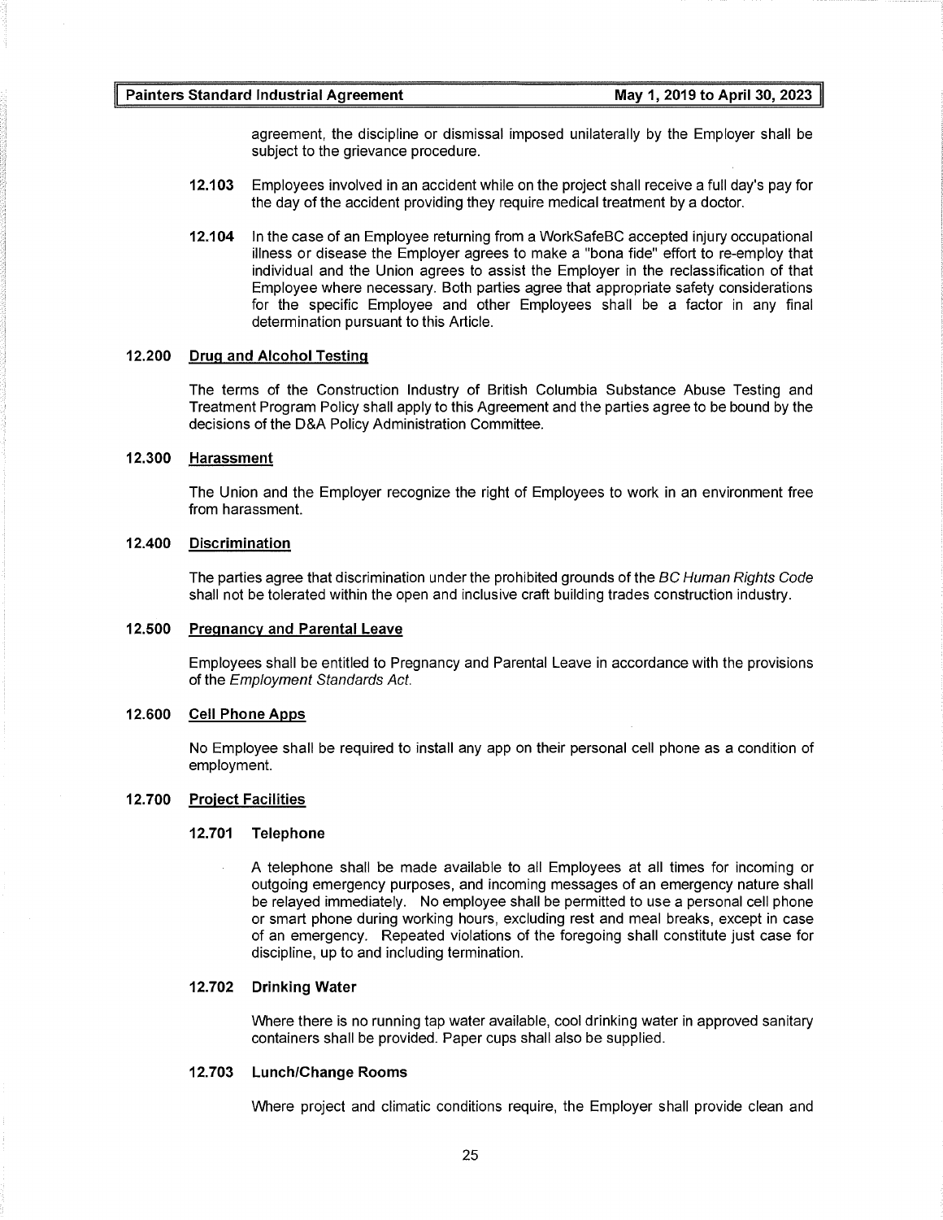agreement, the discipline or dismissal imposed unilaterally by the Employer shall be subject to the grievance procedure.

**12.103** Employees involved in an accident while on the project shall receive a full day's pay for the day of the accident providing they require medical treatment by a doctor.

**12.104** In the case of an Employee returning from a WorkSafeBC accepted injury occupational illness or disease the Employer agrees to make a "bona fide" effort to re-employ that individual and the Union agrees to assist the Employer in the reclassification of that Employee where necessary. Both parties agree that appropriate safety considerations for the specific Employee and other Employees shall be a factor in any final determination pursuant to this Article.

## 12.200 Drug and Alcohol Testing

The terms of the Construction Industry of British Columbia Substance Abuse Testing and Treatment Program Policy shall apply to this Agreement and the parties agree to be bound by the decisions of the D&A Policy Administration Committee.

## 12.300 Harassment

The Union and the Employer recognize the right of Employees to work in an environment free from harassment.

## 12.400 Discrimination

The parties agree that discrimination under the prohibited grounds of the *BC Human Rights Code* shall not be tolerated within the open and inclusive craft building trades construction industry.

## 12.500 Pregnancy and Parental Leave

Employees shall be entitled to Pregnancy and Parental Leave in accordance with the provisions of the *Employment Standards Act.*

## 12.600 Cell Phone Apps

No Employee shall be required to install any app on their personal cell phone as a condition of employment.

## 12.700 Project Facilities

### 12.701 Telephone

A telephone shall be made available to all Employees at all times for incoming or outgoing emergency purposes, and incoming messages of an emergency nature shall be relayed immediately. No employee shall be permitted to use a personal cell phone or smart phone during working hours, excluding rest and meal breaks, except in case of an emergency. Repeated violations of the foregoing shall constitute just case for discipline, up to and including termination.

### 12.702 Drinking Water

Where there is no running tap water available, cool drinking water in approved sanitary containers shall be provided. Paper cups shall also be supplied.

### 12.703 Lunch/Change Rooms

Where project and climatic conditions require, the Employer shall provide clean and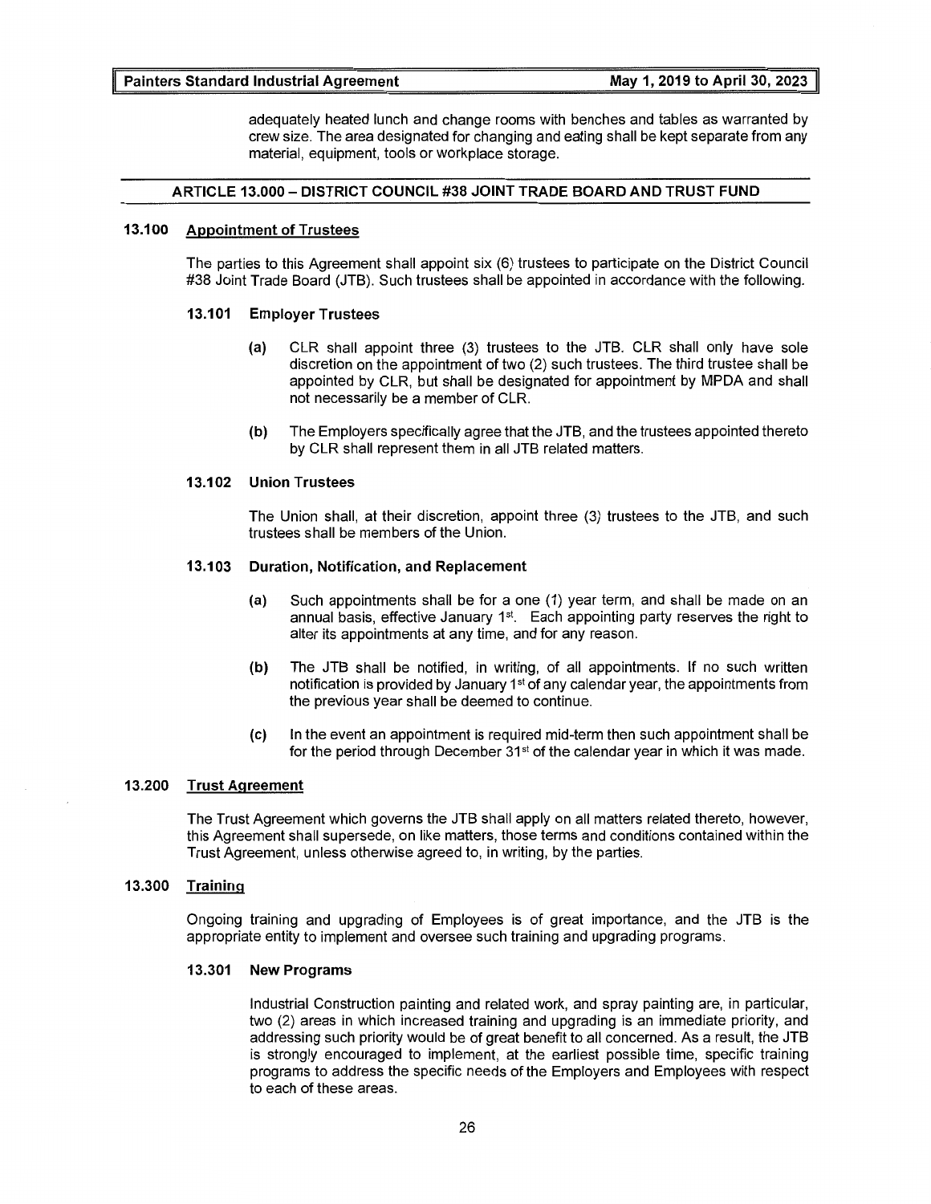adequately heated lunch and change rooms with benches and tables as warranted by crew size. The area designated for changing and eating shall be kept separate from any material, equipment, tools or workplace storage.

## ARTICLE 13.000 – DISTRICT COUNCIL #38 JOINT TRADE BOARD AND TRUST FUND

### 13.100 Appointment of Trustees

The parties to this Agreement shall appoint six (6) trustees to participate on the District Council #38 Joint Trade Board (JTB). Such trustees shall be appointed in accordance with the following.

#### 13.101 Employer Trustees

**(a)** CLR shall appoint three (3) trustees to the JTB. CLR shall only have sole discretion on the appointment of two (2) such trustees. The third trustee shall be appointed by CLR, but shall be designated for appointment by MPDA and shall not necessarily be a member of CLR.

**(b)** The Employers specifically agree that the JTB, and the trustees appointed thereto by CLR shall represent them in all JTB related matters.

#### 13.102 Union Trustees

The Union shall, at their discretion, appoint three (3) trustees to the JTB, and such trustees shall be members of the Union.

#### 13.103 Duration, Notification, and Replacement

**(a)** Such appointments shall be for a one (1) year term, and shall be made on an annual basis, effective January 1st. Each appointing party reserves the right to alter its appointments at any time, and for any reason.

**(b)** The JTB shall be notified, in writing, of all appointments. If no such written notification is provided by January 1st of any calendar year, the appointments from the previous year shall be deemed to continue.

**(c)** In the event an appointment is required mid-term then such appointment shall be for the period through December 31st of the calendar year in which it was made.

### 13.200 Trust Agreement

The Trust Agreement which governs the JTB shall apply on all matters related thereto, however, this Agreement shall supersede, on like matters, those terms and conditions contained within the Trust Agreement, unless otherwise agreed to, in writing, by the parties.

### 13.300 Training

Ongoing training and upgrading of Employees is of great importance, and the JTB is the appropriate entity to implement and oversee such training and upgrading programs.

#### 13.301 New Programs

Industrial Construction painting and related work, and spray painting are, in particular, two (2) areas in which increased training and upgrading is an immediate priority, and addressing such priority would be of great benefit to all concerned. As a result, the JTB is strongly encouraged to implement, at the earliest possible time, specific training programs to address the specific needs of the Employers and Employees with respect to each of these areas.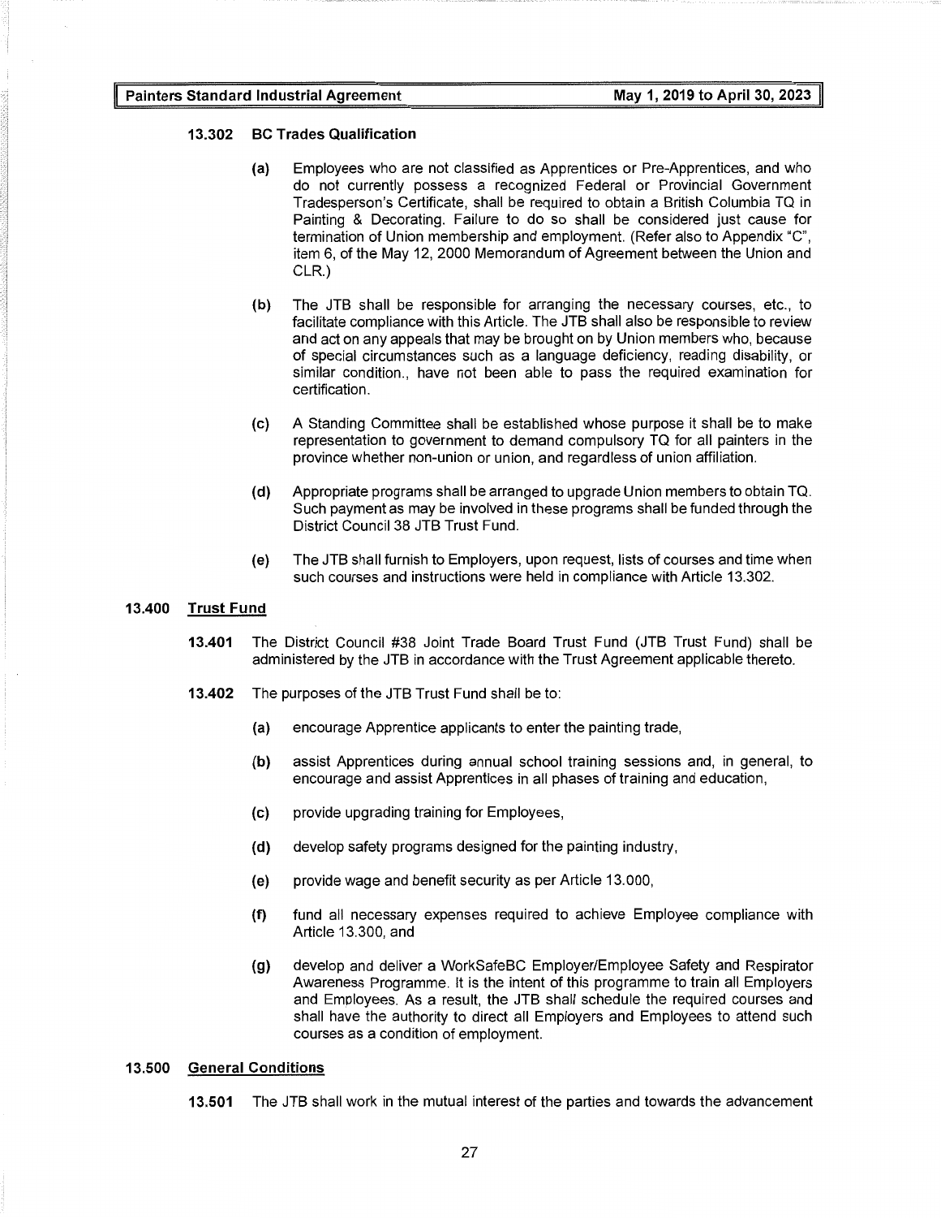#### 13.302 BC Trades Qualification

(a) Employees who are not classified as Apprentices or Pre-Apprentices, and who do not currently possess a recognized Federal or Provincial Government Tradesperson's Certificate, shall be required to obtain a British Columbia TQ in Painting & Decorating. Failure to do so shall be considered just cause for termination of Union membership and employment. (Refer also to Appendix "C", item 6, of the May 12, 2000 Memorandum of Agreement between the Union and CLR.)

(b) The JTB shall be responsible for arranging the necessary courses, etc., to facilitate compliance with this Article. The JTB shall also be responsible to review and act on any appeals that may be brought on by Union members who, because of special circumstances such as a language deficiency, reading disability, or similar condition., have not been able to pass the required examination for certification.

(c) A Standing Committee shall be established whose purpose it shall be to make representation to government to demand compulsory TQ for all painters in the province whether non-union or union, and regardless of union affiliation.

(d) Appropriate programs shall be arranged to upgrade Union members to obtain TQ. Such payment as may be involved in these programs shall be funded through the District Council 38 JTB Trust Fund.

(e) The JTB shall furnish to Employers, upon request, lists of courses and time when such courses and instructions were held in compliance with Article 13.302.

### 13.400 <u>Trust Fund</u>

**13.401** The District Council #38 Joint Trade Board Trust Fund (JTB Trust Fund) shall be administered by the JTB in accordance with the Trust Agreement applicable thereto.

**13.402** The purposes of the JTB Trust Fund shall be to:

(a) encourage Apprentice applicants to enter the painting trade,

(b) assist Apprentices during annual school training sessions and, in general, to encourage and assist Apprentices in all phases of training and education,

(c) provide upgrading training for Employees,

(d) develop safety programs designed for the painting industry,

(e) provide wage and benefit security as per Article 13.000,

(f) fund all necessary expenses required to achieve Employee compliance with Article 13.300, and

(g) develop and deliver a WorkSafeBC Employer/Employee Safety and Respirator Awareness Programme. It is the intent of this programme to train all Employers and Employees. As a result, the JTB shall schedule the required courses and shall have the authority to direct all Employers and Employees to attend such courses as a condition of employment.

### 13.500 <u>General Conditions</u>

**13.501** The JTB shall work in the mutual interest of the parties and towards the advancement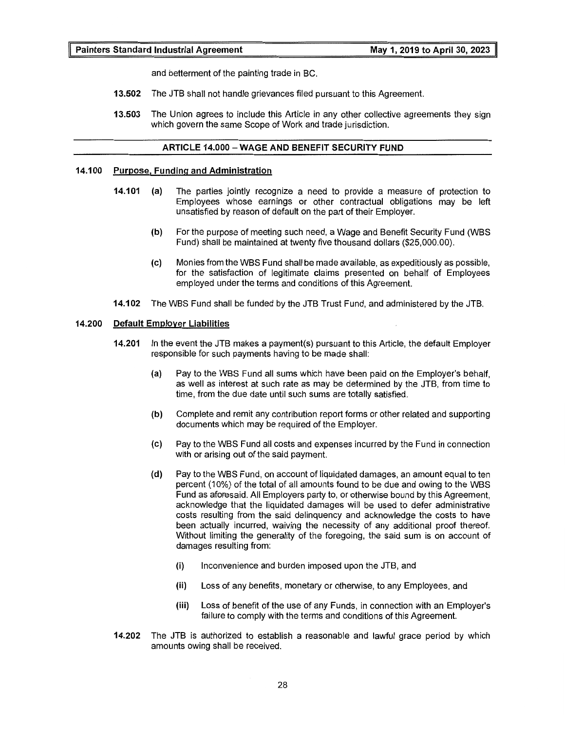and betterment of the painting trade in BC.

**13.502** The JTB shall not handle grievances filed pursuant to this Agreement.

**13.503** The Union agrees to include this Article in any other collective agreements they sign which govern the same Scope of Work and trade jurisdiction.

## ARTICLE 14.000 – WAGE AND BENEFIT SECURITY FUND

### 14.100 Purpose, Funding and Administration

**14.101** **(a)** The parties jointly recognize a need to provide a measure of protection to Employees whose earnings or other contractual obligations may be left unsatisfied by reason of default on the part of their Employer.

**(b)** For the purpose of meeting such need, a Wage and Benefit Security Fund (WBS Fund) shall be maintained at twenty five thousand dollars ($25,000.00).

**(c)** Monies from the WBS Fund shall be made available, as expeditiously as possible, for the satisfaction of legitimate claims presented on behalf of Employees employed under the terms and conditions of this Agreement.

**14.102** The WBS Fund shall be funded by the JTB Trust Fund, and administered by the JTB.

### 14.200 Default Employer Liabilities

**14.201** In the event the JTB makes a payment(s) pursuant to this Article, the default Employer responsible for such payments having to be made shall:

**(a)** Pay to the WBS Fund all sums which have been paid on the Employer's behalf, as well as interest at such rate as may be determined by the JTB, from time to time, from the due date until such sums are totally satisfied.

**(b)** Complete and remit any contribution report forms or other related and supporting documents which may be required of the Employer.

**(c)** Pay to the WBS Fund all costs and expenses incurred by the Fund in connection with or arising out of the said payment.

**(d)** Pay to the WBS Fund, on account of liquidated damages, an amount equal to ten percent (10%) of the total of all amounts found to be due and owing to the WBS Fund as aforesaid. All Employers party to, or otherwise bound by this Agreement, acknowledge that the liquidated damages will be used to defer administrative costs resulting from the said delinquency and acknowledge the costs to have been actually incurred, waiving the necessity of any additional proof thereof. Without limiting the generality of the foregoing, the said sum is on account of damages resulting from:

**(i)** Inconvenience and burden imposed upon the JTB, and

**(ii)** Loss of any benefits, monetary or otherwise, to any Employees, and

**(iii)** Loss of benefit of the use of any Funds, in connection with an Employer's failure to comply with the terms and conditions of this Agreement.

**14.202** The JTB is authorized to establish a reasonable and lawful grace period by which amounts owing shall be received.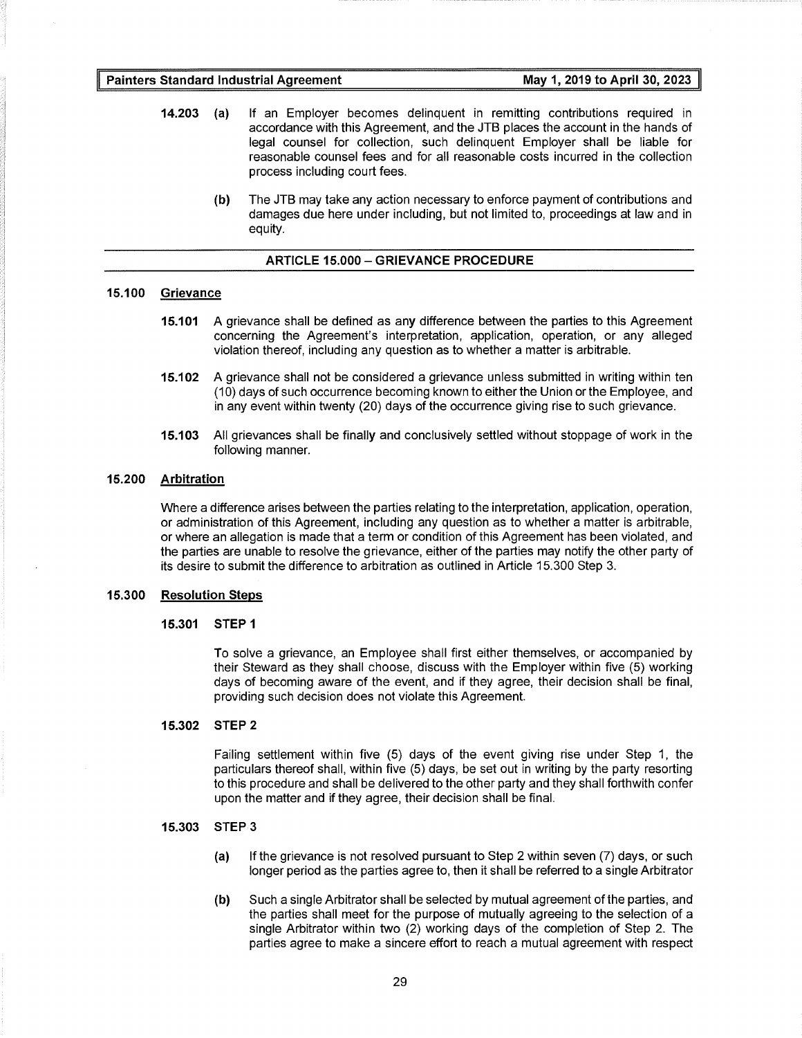**14.203** **(a)** If an Employer becomes delinquent in remitting contributions required in accordance with this Agreement, and the JTB places the account in the hands of legal counsel for collection, such delinquent Employer shall be liable for reasonable counsel fees and for all reasonable costs incurred in the collection process including court fees.

**(b)** The JTB may take any action necessary to enforce payment of contributions and damages due here under including, but not limited to, proceedings at law and in equity.

## ARTICLE 15.000 – GRIEVANCE PROCEDURE

### 15.100 Grievance

**15.101** A grievance shall be defined as any difference between the parties to this Agreement concerning the Agreement's interpretation, application, operation, or any alleged violation thereof, including any question as to whether a matter is arbitrable.

**15.102** A grievance shall not be considered a grievance unless submitted in writing within ten (10) days of such occurrence becoming known to either the Union or the Employee, and in any event within twenty (20) days of the occurrence giving rise to such grievance.

**15.103** All grievances shall be finally and conclusively settled without stoppage of work in the following manner.

### 15.200 Arbitration

Where a difference arises between the parties relating to the interpretation, application, operation, or administration of this Agreement, including any question as to whether a matter is arbitrable, or where an allegation is made that a term or condition of this Agreement has been violated, and the parties are unable to resolve the grievance, either of the parties may notify the other party of its desire to submit the difference to arbitration as outlined in Article 15.300 Step 3.

### 15.300 Resolution Steps

#### 15.301 STEP 1

To solve a grievance, an Employee shall first either themselves, or accompanied by their Steward as they shall choose, discuss with the Employer within five (5) working days of becoming aware of the event, and if they agree, their decision shall be final, providing such decision does not violate this Agreement.

#### 15.302 STEP 2

Failing settlement within five (5) days of the event giving rise under Step 1, the particulars thereof shall, within five (5) days, be set out in writing by the party resorting to this procedure and shall be delivered to the other party and they shall forthwith confer upon the matter and if they agree, their decision shall be final.

#### 15.303 STEP 3

**(a)** If the grievance is not resolved pursuant to Step 2 within seven (7) days, or such longer period as the parties agree to, then it shall be referred to a single Arbitrator

**(b)** Such a single Arbitrator shall be selected by mutual agreement of the parties, and the parties shall meet for the purpose of mutually agreeing to the selection of a single Arbitrator within two (2) working days of the completion of Step 2. The parties agree to make a sincere effort to reach a mutual agreement with respect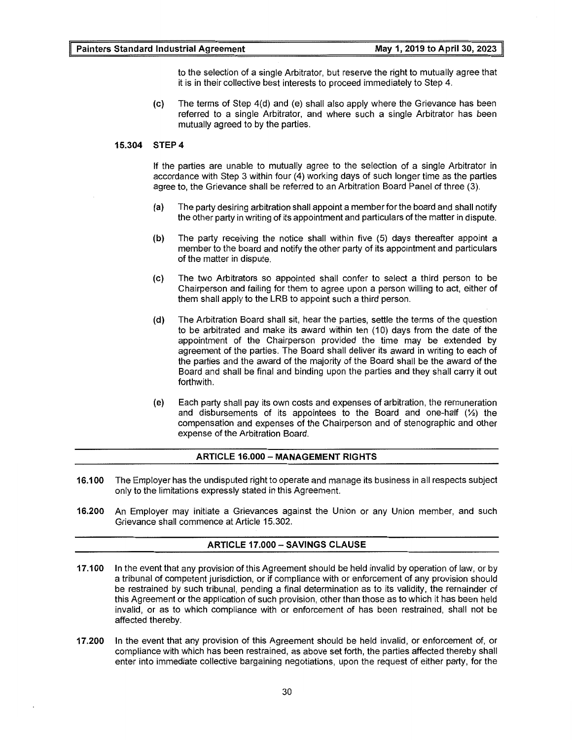to the selection of a single Arbitrator, but reserve the right to mutually agree that it is in their collective best interests to proceed immediately to Step 4.

(c) The terms of Step 4(d) and (e) shall also apply where the Grievance has been referred to a single Arbitrator, and where such a single Arbitrator has been mutually agreed to by the parties.

**15.304 STEP 4**

If the parties are unable to mutually agree to the selection of a single Arbitrator in accordance with Step 3 within four (4) working days of such longer time as the parties agree to, the Grievance shall be referred to an Arbitration Board Panel of three (3).

(a) The party desiring arbitration shall appoint a member for the board and shall notify the other party in writing of its appointment and particulars of the matter in dispute.

(b) The party receiving the notice shall within five (5) days thereafter appoint a member to the board and notify the other party of its appointment and particulars of the matter in dispute.

(c) The two Arbitrators so appointed shall confer to select a third person to be Chairperson and failing for them to agree upon a person willing to act, either of them shall apply to the LRB to appoint such a third person.

(d) The Arbitration Board shall sit, hear the parties, settle the terms of the question to be arbitrated and make its award within ten (10) days from the date of the appointment of the Chairperson provided the time may be extended by agreement of the parties. The Board shall deliver its award in writing to each of the parties and the award of the majority of the Board shall be the award of the Board and shall be final and binding upon the parties and they shall carry it out forthwith.

(e) Each party shall pay its own costs and expenses of arbitration, the remuneration and disbursements of its appointees to the Board and one-half (½) the compensation and expenses of the Chairperson and of stenographic and other expense of the Arbitration Board.

## ARTICLE 16.000 – MANAGEMENT RIGHTS

**16.100** The Employer has the undisputed right to operate and manage its business in all respects subject only to the limitations expressly stated in this Agreement.

**16.200** An Employer may initiate a Grievances against the Union or any Union member, and such Grievance shall commence at Article 15.302.

## ARTICLE 17.000 – SAVINGS CLAUSE

**17.100** In the event that any provision of this Agreement should be held invalid by operation of law, or by a tribunal of competent jurisdiction, or if compliance with or enforcement of any provision should be restrained by such tribunal, pending a final determination as to its validity, the remainder of this Agreement or the application of such provision, other than those as to which it has been held invalid, or as to which compliance with or enforcement of has been restrained, shall not be affected thereby.

**17.200** In the event that any provision of this Agreement should be held invalid, or enforcement of, or compliance with which has been restrained, as above set forth, the parties affected thereby shall enter into immediate collective bargaining negotiations, upon the request of either party, for the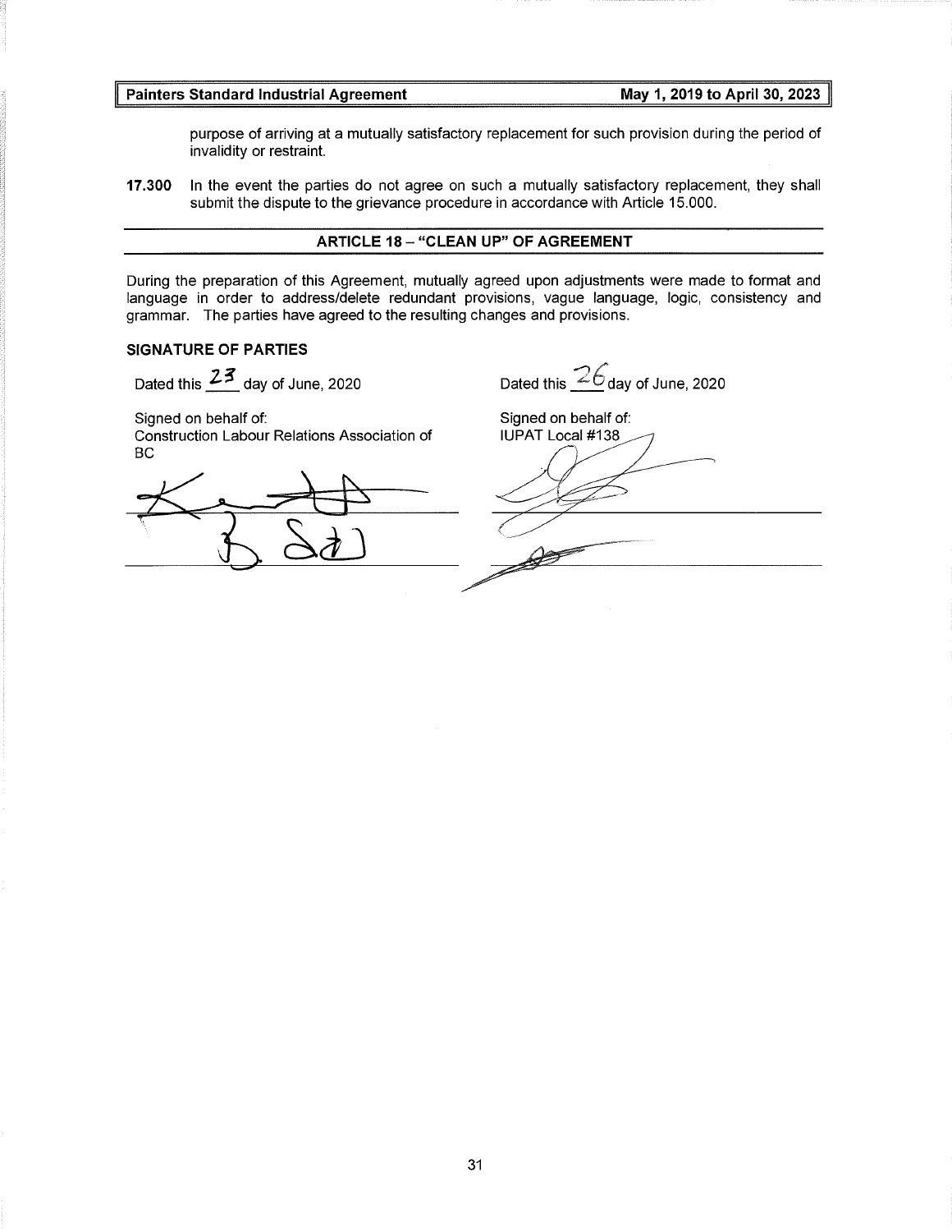purpose of arriving at a mutually satisfactory replacement for such provision during the period of invalidity or restraint.

**17.300** In the event the parties do not agree on such a mutually satisfactory replacement, they shall submit the dispute to the grievance procedure in accordance with Article 15.000.

## ARTICLE 18 – "CLEAN UP" OF AGREEMENT

During the preparation of this Agreement, mutually agreed upon adjustments were made to format and language in order to address/delete redundant provisions, vague language, logic, consistency and grammar. The parties have agreed to the resulting changes and provisions.

**SIGNATURE OF PARTIES**

Dated this 23 day of June, 2020

Signed on behalf of:
Construction Labour Relations Association of BC

_______________________________

_______________________________

Dated this 26 day of June, 2020

Signed on behalf of:
IUPAT Local #138

_______________________________

_______________________________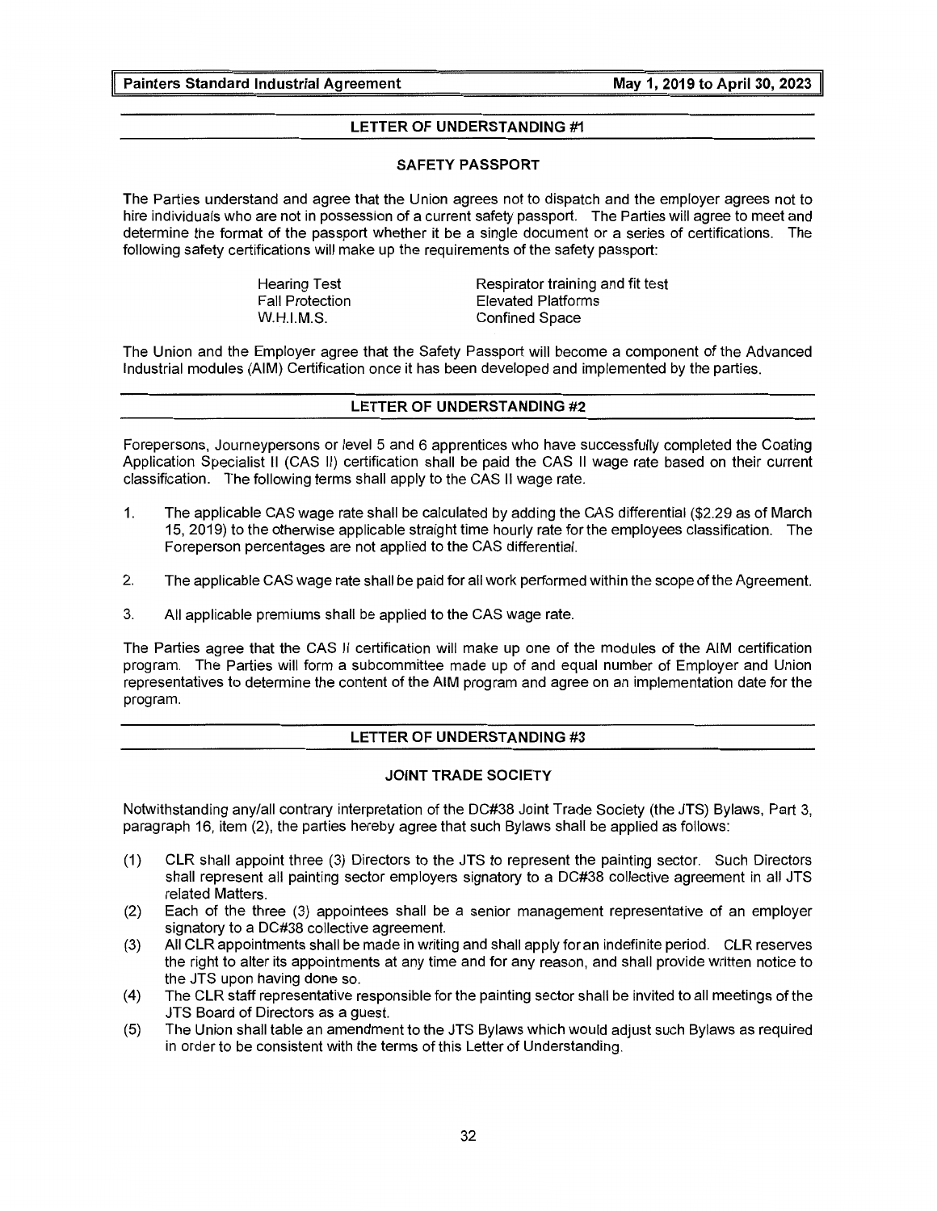## LETTER OF UNDERSTANDING #1

### SAFETY PASSPORT

The Parties understand and agree that the Union agrees not to dispatch and the employer agrees not to hire individuals who are not in possession of a current safety passport. The Parties will agree to meet and determine the format of the passport whether it be a single document or a series of certifications. The following safety certifications will make up the requirements of the safety passport:

| | |
|---|---|
| Hearing Test | Respirator training and fit test |
| Fall Protection | Elevated Platforms |
| W.H.I.M.S. | Confined Space |

The Union and the Employer agree that the Safety Passport will become a component of the Advanced Industrial modules (AIM) Certification once it has been developed and implemented by the parties.

## LETTER OF UNDERSTANDING #2

Forepersons, Journeypersons or level 5 and 6 apprentices who have successfully completed the Coating Application Specialist II (CAS II) certification shall be paid the CAS II wage rate based on their current classification. The following terms shall apply to the CAS II wage rate.

1. The applicable CAS wage rate shall be calculated by adding the CAS differential ($2.29 as of March 15, 2019) to the otherwise applicable straight time hourly rate for the employees classification. The Foreperson percentages are not applied to the CAS differential.
2. The applicable CAS wage rate shall be paid for all work performed within the scope of the Agreement.
3. All applicable premiums shall be applied to the CAS wage rate.

The Parties agree that the CAS II certification will make up one of the modules of the AIM certification program. The Parties will form a subcommittee made up of and equal number of Employer and Union representatives to determine the content of the AIM program and agree on an implementation date for the program.

## LETTER OF UNDERSTANDING #3

### JOINT TRADE SOCIETY

Notwithstanding any/all contrary interpretation of the DC#38 Joint Trade Society (the JTS) Bylaws, Part 3, paragraph 16, item (2), the parties hereby agree that such Bylaws shall be applied as follows:

(1) CLR shall appoint three (3) Directors to the JTS to represent the painting sector. Such Directors shall represent all painting sector employers signatory to a DC#38 collective agreement in all JTS related Matters.

(2) Each of the three (3) appointees shall be a senior management representative of an employer signatory to a DC#38 collective agreement.

(3) All CLR appointments shall be made in writing and shall apply for an indefinite period. CLR reserves the right to alter its appointments at any time and for any reason, and shall provide written notice to the JTS upon having done so.

(4) The CLR staff representative responsible for the painting sector shall be invited to all meetings of the JTS Board of Directors as a guest.

(5) The Union shall table an amendment to the JTS Bylaws which would adjust such Bylaws as required in order to be consistent with the terms of this Letter of Understanding.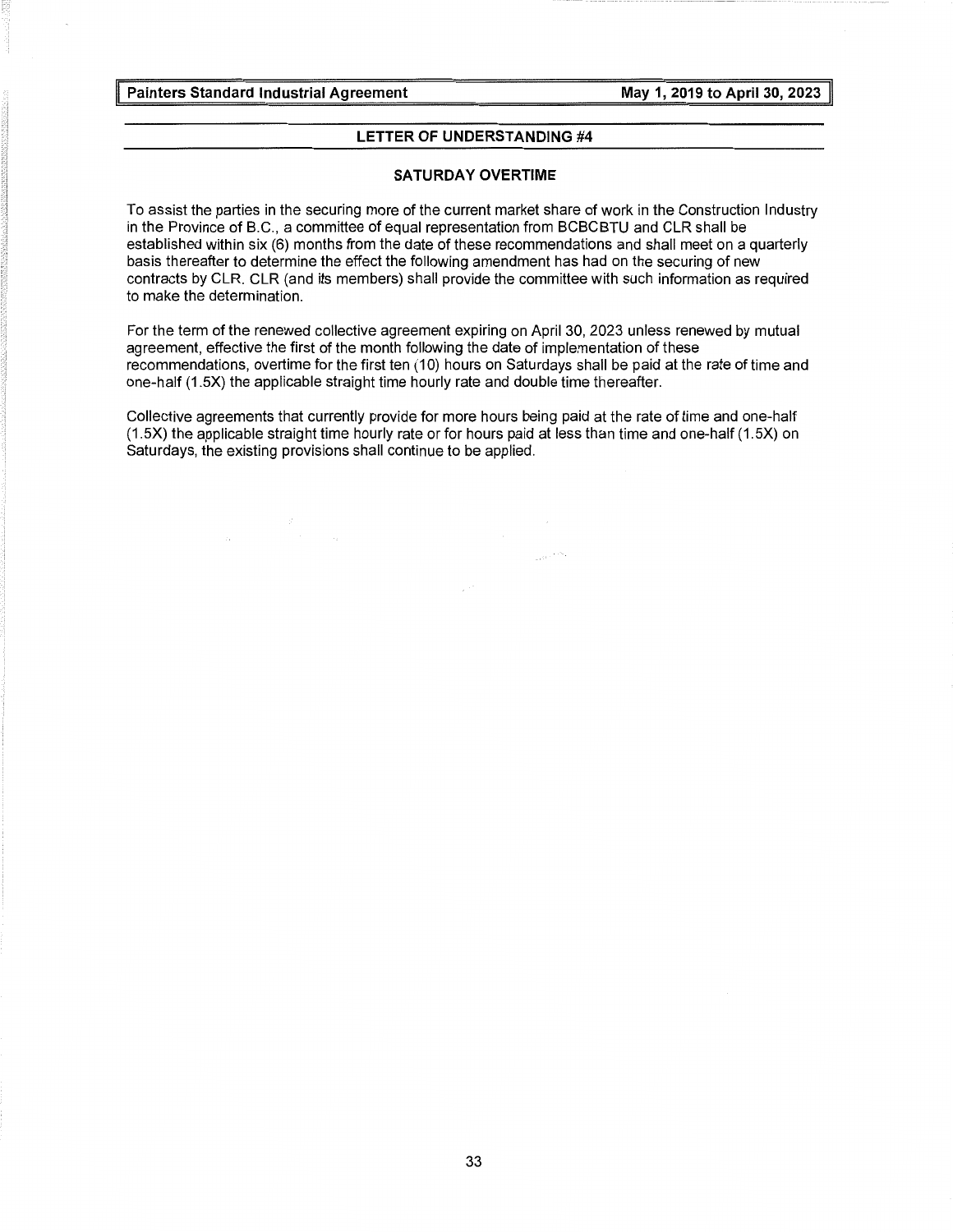## LETTER OF UNDERSTANDING #4

### SATURDAY OVERTIME

To assist the parties in the securing more of the current market share of work in the Construction Industry in the Province of B.C., a committee of equal representation from BCBCBTU and CLR shall be established within six (6) months from the date of these recommendations and shall meet on a quarterly basis thereafter to determine the effect the following amendment has had on the securing of new contracts by CLR. CLR (and its members) shall provide the committee with such information as required to make the determination.

For the term of the renewed collective agreement expiring on April 30, 2023 unless renewed by mutual agreement, effective the first of the month following the date of implementation of these recommendations, overtime for the first ten (10) hours on Saturdays shall be paid at the rate of time and one-half (1.5X) the applicable straight time hourly rate and double time thereafter.

Collective agreements that currently provide for more hours being paid at the rate of time and one-half (1.5X) the applicable straight time hourly rate or for hours paid at less than time and one-half (1.5X) on Saturdays, the existing provisions shall continue to be applied.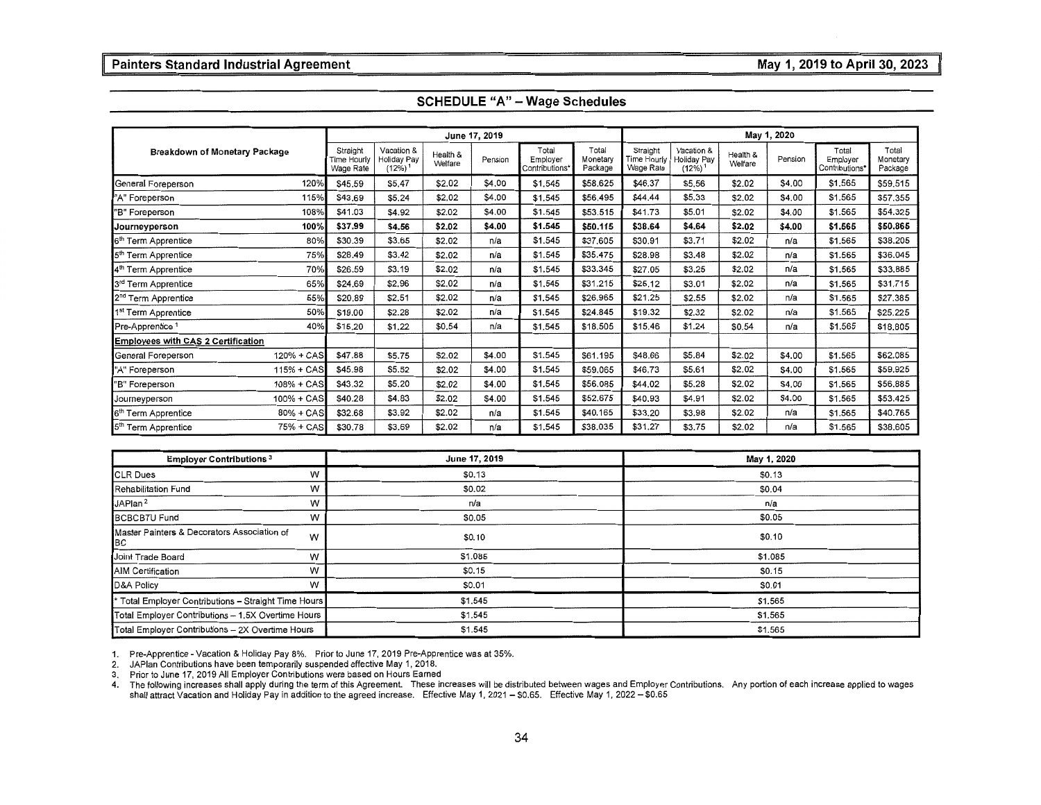## SCHEDULE "A" – Wage Schedules

| Breakdown of Monetary Package | | June 17, 2019 | | | | | | May 1, 2020 | | | | | |
|---|---|---|---|---|---|---|---|---|---|---|---|---|---|
| | | Straight Time Hourly Wage Rate | Vacation & Holiday Pay (12%)[1] | Health & Welfare | Pension | Total Employer Contributions* | Total Monetary Package | Straight Time Hourly Wage Rate | Vacation & Holiday Pay (12%)[1] | Health & Welfare | Pension | Total Employer Contributions* | Total Monetary Package |
| General Foreperson | 120% | $45.59 | $5.47 | $2.02 | $4.00 | $1.545 | $58.625 | $46.37 | $5.56 | $2.02 | $4.00 | $1.565 | $59.515 |
| "A" Foreperson | 115% | $43.69 | $5.24 | $2.02 | $4.00 | $1.545 | $56.495 | $44.44 | $5.33 | $2.02 | $4.00 | $1.565 | $57.355 |
| "B" Foreperson | 108% | $41.03 | $4.92 | $2.02 | $4.00 | $1.545 | $53.515 | $41.73 | $5.01 | $2.02 | $4.00 | $1.565 | $54.325 |
| **Journeyperson** | **100%** | **$37.99** | **$4.56** | **$2.02** | **$4.00** | **$1.545** | **$50.115** | **$38.64** | **$4.64** | **$2.02** | **$4.00** | **$1.565** | **$50.865** |
| 6th Term Apprentice | 80% | $30.39 | $3.65 | $2.02 | n/a | $1.545 | $37.605 | $30.91 | $3.71 | $2.02 | n/a | $1.565 | $38.205 |
| 5th Term Apprentice | 75% | $28.49 | $3.42 | $2.02 | n/a | $1.545 | $35.475 | $28.98 | $3.48 | $2.02 | n/a | $1.565 | $36.045 |
| 4th Term Apprentice | 70% | $26.59 | $3.19 | $2.02 | n/a | $1.545 | $33.345 | $27.05 | $3.25 | $2.02 | n/a | $1.565 | $33.885 |
| 3rd Term Apprentice | 65% | $24.69 | $2.96 | $2.02 | n/a | $1.545 | $31.215 | $25.12 | $3.01 | $2.02 | n/a | $1.565 | $31.715 |
| 2nd Term Apprentice | 55% | $20.89 | $2.51 | $2.02 | n/a | $1.545 | $26.965 | $21.25 | $2.55 | $2.02 | n/a | $1.565 | $27.385 |
| 1st Term Apprentice | 50% | $19.00 | $2.28 | $2.02 | n/a | $1.545 | $24.845 | $19.32 | $2.32 | $2.02 | n/a | $1.565 | $25.225 |
| Pre-Apprentice[1] | 40% | $15.20 | $1.22 | $0.54 | n/a | $1.545 | $18.505 | $15.46 | $1.24 | $0.54 | n/a | $1.565 | $18.805 |
| **Employees with CAS 2 Certification** | | | | | | | | | | | | | |
| General Foreperson | 120% + CAS | $47.88 | $5.75 | $2.02 | $4.00 | $1.545 | $61.195 | $48.66 | $5.84 | $2.02 | $4.00 | $1.565 | $62.085 |
| "A" Foreperson | 115% + CAS | $45.98 | $5.52 | $2.02 | $4.00 | $1.545 | $59.065 | $46.73 | $5.61 | $2.02 | $4.00 | $1.565 | $59.925 |
| "B" Foreperson | 108% + CAS | $43.32 | $5.20 | $2.02 | $4.00 | $1.545 | $56.085 | $44.02 | $5.28 | $2.02 | $4.00 | $1.565 | $56.885 |
| Journeyperson | 100% + CAS | $40.28 | $4.83 | $2.02 | $4.00 | $1.545 | $52.675 | $40.93 | $4.91 | $2.02 | $4.00 | $1.565 | $53.425 |
| 6th Term Apprentice | 80% + CAS | $32.68 | $3.92 | $2.02 | n/a | $1.545 | $40.165 | $33.20 | $3.98 | $2.02 | n/a | $1.565 | $40.765 |
| 5th Term Apprentice | 75% + CAS | $30.78 | $3.69 | $2.02 | n/a | $1.545 | $38.035 | $31.27 | $3.75 | $2.02 | n/a | $1.565 | $38.605 |

| Employer Contributions[3] | | June 17, 2019 | May 1, 2020 |
|---|---|---|---|
| CLR Dues | W | $0.13 | $0.13 |
| Rehabilitation Fund | W | $0.02 | $0.04 |
| JAPlan[2] | W | n/a | n/a |
| BCBCBTU Fund | W | $0.05 | $0.05 |
| Master Painters & Decorators Association of BC | W | $0.10 | $0.10 |
| Joint Trade Board | W | $1.085 | $1.085 |
| AIM Certification | W | $0.15 | $0.15 |
| D&A Policy | W | $0.01 | $0.01 |
| * Total Employer Contributions – Straight Time Hours | | $1.545 | $1.565 |
| Total Employer Contributions – 1.5X Overtime Hours | | $1.545 | $1.565 |
| Total Employer Contributions – 2X Overtime Hours | | $1.545 | $1.565 |

1. Pre-Apprentice - Vacation & Holiday Pay 8%. Prior to June 17, 2019 Pre-Apprentice was at 35%.
2. JAPlan Contributions have been temporarily suspended effective May 1, 2018.
3. Prior to June 17, 2019 All Employer Contributions were based on Hours Earned
4. The following increases shall apply during the term of this Agreement. These increases will be distributed between wages and Employer Contributions. Any portion of each increase applied to wages shall attract Vacation and Holiday Pay in addition to the agreed increase. Effective May 1, 2021 – $0.65. Effective May 1, 2022 – $0.65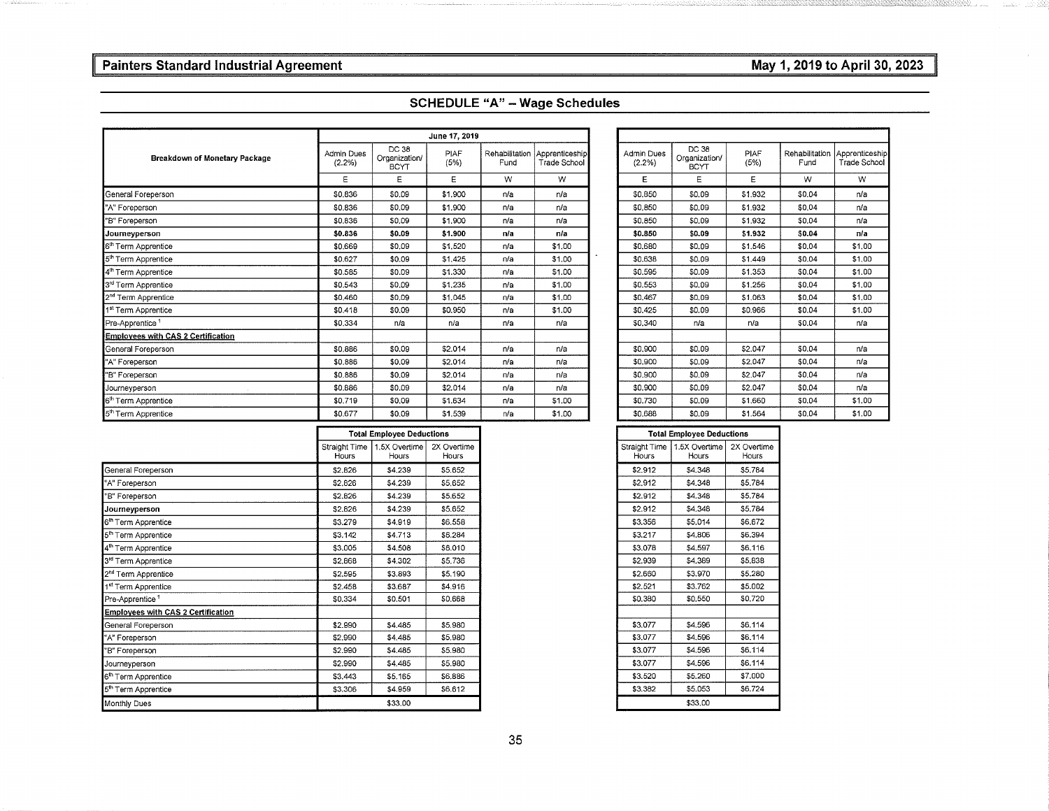## SCHEDULE "A" – Wage Schedules

| Breakdown of Monetary Package | June 17, 2019 | | | | | | | | | |
|---|---|---|---|---|---|---|---|---|---|---|
| | Admin Dues (2.2%) | DC 38 Organization/ BCYT | PIAF (5%) | Rehabilitation Fund | Apprenticeship Trade School | Admin Dues (2.2%) | DC 38 Organization/ BCYT | PIAF (5%) | Rehabilitation Fund | Apprenticeship Trade School |
| | E | E | E | W | W | E | E | E | W | W |
| General Foreperson | $0.836 | $0.09 | $1.900 | n/a | n/a | $0.850 | $0.09 | $1.932 | $0.04 | n/a |
| "A" Foreperson | $0.836 | $0.09 | $1.900 | n/a | n/a | $0.850 | $0.09 | $1.932 | $0.04 | n/a |
| "B" Foreperson | $0.836 | $0.09 | $1.900 | n/a | n/a | $0.850 | $0.09 | $1.932 | $0.04 | n/a |
| **Journeyperson** | **$0.836** | **$0.09** | **$1.900** | **n/a** | **n/a** | **$0.850** | **$0.09** | **$1.932** | **$0.04** | **n/a** |
| 6th Term Apprentice | $0.669 | $0.09 | $1.520 | n/a | $1.00 | $0.680 | $0.09 | $1.546 | $0.04 | $1.00 |
| 5th Term Apprentice | $0.627 | $0.09 | $1.425 | n/a | $1.00 | $0.638 | $0.09 | $1.449 | $0.04 | $1.00 |
| 4th Term Apprentice | $0.585 | $0.09 | $1.330 | n/a | $1.00 | $0.595 | $0.09 | $1.353 | $0.04 | $1.00 |
| 3rd Term Apprentice | $0.543 | $0.09 | $1.235 | n/a | $1.00 | $0.553 | $0.09 | $1.256 | $0.04 | $1.00 |
| 2nd Term Apprentice | $0.460 | $0.09 | $1.045 | n/a | $1.00 | $0.467 | $0.09 | $1.063 | $0.04 | $1.00 |
| 1st Term Apprentice | $0.418 | $0.09 | $0.950 | n/a | $1.00 | $0.425 | $0.09 | $0.966 | $0.04 | $1.00 |
| Pre-Apprentice [1] | $0.334 | n/a | n/a | n/a | n/a | $0.340 | n/a | n/a | $0.04 | n/a |
| **Employees with CAS 2 Certification** | | | | | | | | | | |
| General Foreperson | $0.886 | $0.09 | $2.014 | n/a | n/a | $0.900 | $0.09 | $2.047 | $0.04 | n/a |
| "A" Foreperson | $0.886 | $0.09 | $2.014 | n/a | n/a | $0.900 | $0.09 | $2.047 | $0.04 | n/a |
| "B" Foreperson | $0.886 | $0.09 | $2.014 | n/a | n/a | $0.900 | $0.09 | $2.047 | $0.04 | n/a |
| Journeyperson | $0.886 | $0.09 | $2.014 | n/a | n/a | $0.900 | $0.09 | $2.047 | $0.04 | n/a |
| 6th Term Apprentice | $0.719 | $0.09 | $1.634 | n/a | $1.00 | $0.730 | $0.09 | $1.660 | $0.04 | $1.00 |
| 5th Term Apprentice | $0.677 | $0.09 | $1.539 | n/a | $1.00 | $0.688 | $0.09 | $1.564 | $0.04 | $1.00 |

| | Total Employee Deductions | | | Total Employee Deductions | | |
|---|---|---|---|---|---|---|
| | Straight Time Hours | 1.5X Overtime Hours | 2X Overtime Hours | Straight Time Hours | 1.5X Overtime Hours | 2X Overtime Hours |
| General Foreperson | $2.826 | $4.239 | $5.652 | $2.912 | $4.348 | $5.784 |
| "A" Foreperson | $2.826 | $4.239 | $5.652 | $2.912 | $4.348 | $5.784 |
| "B" Foreperson | $2.826 | $4.239 | $5.652 | $2.912 | $4.348 | $5.784 |
| **Journeyperson** | $2.826 | $4.239 | $5.652 | $2.912 | $4.348 | $5.784 |
| 6th Term Apprentice | $3.279 | $4.919 | $6.558 | $3.356 | $5.014 | $6.672 |
| 5th Term Apprentice | $3.142 | $4.713 | $6.284 | $3.217 | $4.806 | $6.394 |
| 4th Term Apprentice | $3.005 | $4.508 | $6.010 | $3.078 | $4.597 | $6.116 |
| 3rd Term Apprentice | $2.868 | $4.302 | $5.736 | $2.939 | $4.389 | $5.838 |
| 2nd Term Apprentice | $2.595 | $3.893 | $5.190 | $2.660 | $3.970 | $5.280 |
| 1st Term Apprentice | $2.458 | $3.687 | $4.916 | $2.521 | $3.762 | $5.002 |
| Pre-Apprentice [1] | $0.334 | $0.501 | $0.668 | $0.380 | $0.550 | $0.720 |
| **Employees with CAS 2 Certification** | | | | | | |
| General Foreperson | $2.990 | $4.485 | $5.980 | $3.077 | $4.596 | $6.114 |
| "A" Foreperson | $2.990 | $4.485 | $5.980 | $3.077 | $4.596 | $6.114 |
| "B" Foreperson | $2.990 | $4.485 | $5.980 | $3.077 | $4.596 | $6.114 |
| Journeyperson | $2.990 | $4.485 | $5.980 | $3.077 | $4.596 | $6.114 |
| 6th Term Apprentice | $3.443 | $5.165 | $6.886 | $3.520 | $5.260 | $7.000 |
| 5th Term Apprentice | $3.306 | $4.959 | $6.612 | $3.382 | $5.053 | $6.724 |
| Monthly Dues | | $33.00 | | | $33.00 | |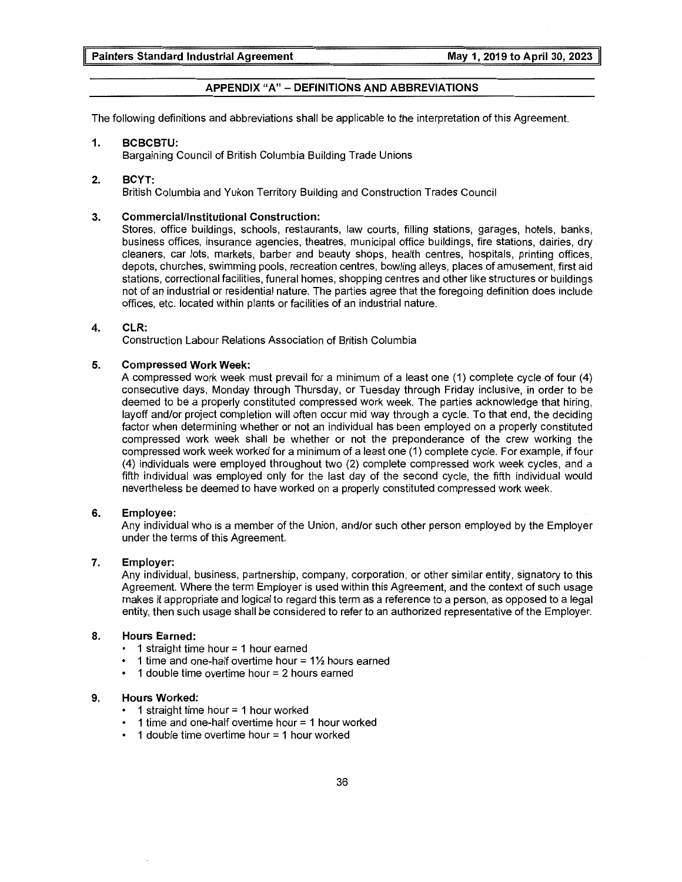## APPENDIX "A" – DEFINITIONS AND ABBREVIATIONS

The following definitions and abbreviations shall be applicable to the interpretation of this Agreement.

**1. BCBCBTU:**
Bargaining Council of British Columbia Building Trade Unions

**2. BCYT:**
British Columbia and Yukon Territory Building and Construction Trades Council

**3. Commercial/Institutional Construction:**
Stores, office buildings, schools, restaurants, law courts, filling stations, garages, hotels, banks, business offices, insurance agencies, theatres, municipal office buildings, fire stations, dairies, dry cleaners, car lots, markets, barber and beauty shops, health centres, hospitals, printing offices, depots, churches, swimming pools, recreation centres, bowling alleys, places of amusement, first aid stations, correctional facilities, funeral homes, shopping centres and other like structures or buildings not of an industrial or residential nature. The parties agree that the foregoing definition does include offices, etc. located within plants or facilities of an industrial nature.

**4. CLR:**
Construction Labour Relations Association of British Columbia

**5. Compressed Work Week:**
A compressed work week must prevail for a minimum of a least one (1) complete cycle of four (4) consecutive days, Monday through Thursday, or Tuesday through Friday inclusive, in order to be deemed to be a properly constituted compressed work week. The parties acknowledge that hiring, layoff and/or project completion will often occur mid way through a cycle. To that end, the deciding factor when determining whether or not an individual has been employed on a properly constituted compressed work week shall be whether or not the preponderance of the crew working the compressed work week worked for a minimum of a least one (1) complete cycle. For example, if four (4) individuals were employed throughout two (2) complete compressed work week cycles, and a fifth individual was employed only for the last day of the second cycle, the fifth individual would nevertheless be deemed to have worked on a properly constituted compressed work week.

**6. Employee:**
Any individual who is a member of the Union, and/or such other person employed by the Employer under the terms of this Agreement.

**7. Employer:**
Any individual, business, partnership, company, corporation, or other similar entity, signatory to this Agreement. Where the term Employer is used within this Agreement, and the context of such usage makes it appropriate and logical to regard this term as a reference to a person, as opposed to a legal entity, then such usage shall be considered to refer to an authorized representative of the Employer.

**8. Hours Earned:**
- 1 straight time hour = 1 hour earned
- 1 time and one-half overtime hour = 1½ hours earned
- 1 double time overtime hour = 2 hours earned

**9. Hours Worked:**
- 1 straight time hour = 1 hour worked
- 1 time and one-half overtime hour = 1 hour worked
- 1 double time overtime hour = 1 hour worked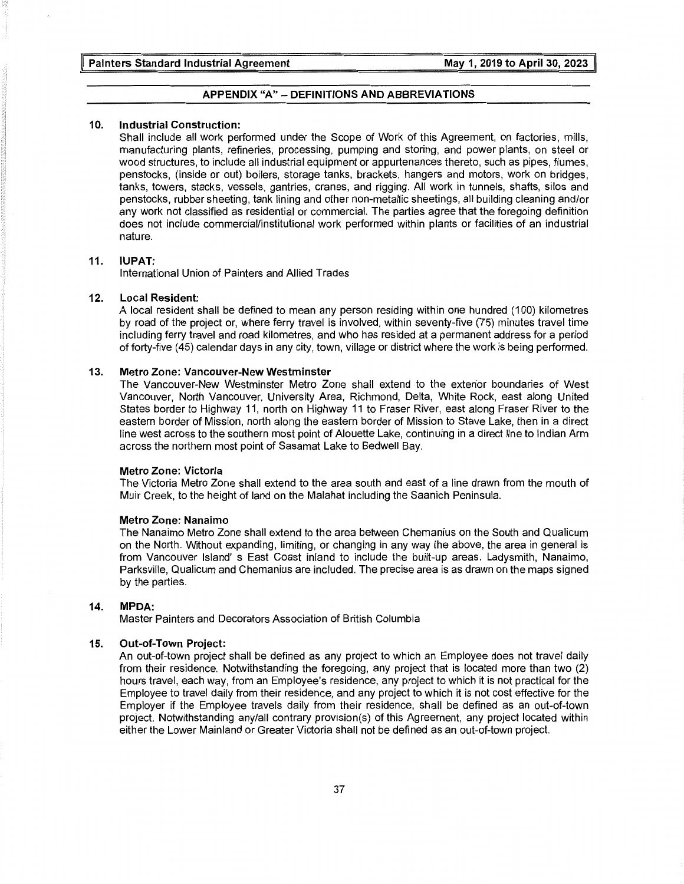## APPENDIX "A" – DEFINITIONS AND ABBREVIATIONS

**10. Industrial Construction:**

Shall include all work performed under the Scope of Work of this Agreement, on factories, mills, manufacturing plants, refineries, processing, pumping and storing, and power plants, on steel or wood structures, to include all industrial equipment or appurtenances thereto, such as pipes, flumes, penstocks, (inside or out) boilers, storage tanks, brackets, hangers and motors, work on bridges, tanks, towers, stacks, vessels, gantries, cranes, and rigging. All work in tunnels, shafts, silos and penstocks, rubber sheeting, tank lining and other non-metallic sheetings, all building cleaning and/or any work not classified as residential or commercial. The parties agree that the foregoing definition does not include commercial/institutional work performed within plants or facilities of an industrial nature.

**11. IUPAT:**

International Union of Painters and Allied Trades

**12. Local Resident:**

A local resident shall be defined to mean any person residing within one hundred (100) kilometres by road of the project or, where ferry travel is involved, within seventy-five (75) minutes travel time including ferry travel and road kilometres, and who has resided at a permanent address for a period of forty-five (45) calendar days in any city, town, village or district where the work is being performed.

**13. Metro Zone: Vancouver-New Westminster**

The Vancouver-New Westminster Metro Zone shall extend to the exterior boundaries of West Vancouver, North Vancouver, University Area, Richmond, Delta, White Rock, east along United States border to Highway 11, north on Highway 11 to Fraser River, east along Fraser River to the eastern border of Mission, north along the eastern border of Mission to Stave Lake, then in a direct line west across to the southern most point of Alouette Lake, continuing in a direct line to Indian Arm across the northern most point of Sasamat Lake to Bedwell Bay.

**Metro Zone: Victoria**

The Victoria Metro Zone shall extend to the area south and east of a line drawn from the mouth of Muir Creek, to the height of land on the Malahat including the Saanich Peninsula.

**Metro Zone: Nanaimo**

The Nanaimo Metro Zone shall extend to the area between Chemanius on the South and Qualicum on the North. Without expanding, limiting, or changing in any way the above, the area in general is from Vancouver Island' s East Coast inland to include the built-up areas. Ladysmith, Nanaimo, Parksville, Qualicum and Chemanius are included. The precise area is as drawn on the maps signed by the parties.

**14. MPDA:**

Master Painters and Decorators Association of British Columbia

**15. Out-of-Town Project:**

An out-of-town project shall be defined as any project to which an Employee does not travel daily from their residence. Notwithstanding the foregoing, any project that is located more than two (2) hours travel, each way, from an Employee's residence, any project to which it is not practical for the Employee to travel daily from their residence, and any project to which it is not cost effective for the Employer if the Employee travels daily from their residence, shall be defined as an out-of-town project. Notwithstanding any/all contrary provision(s) of this Agreement, any project located within either the Lower Mainland or Greater Victoria shall not be defined as an out-of-town project.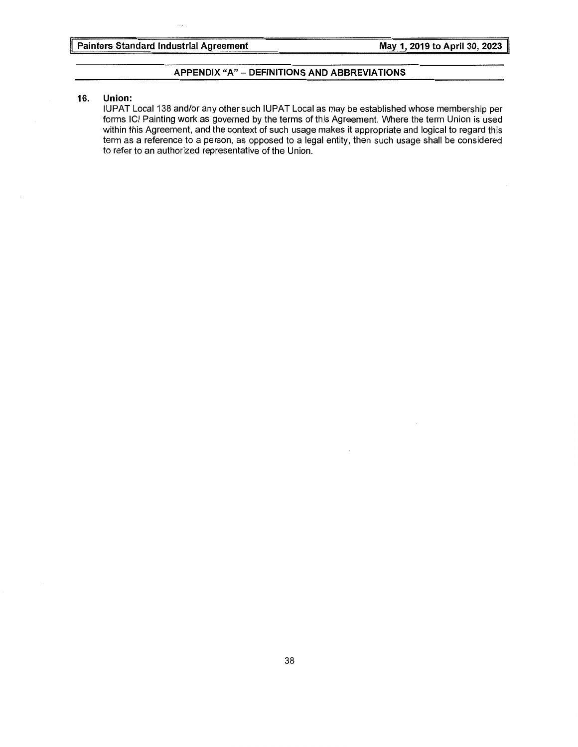## APPENDIX "A" – DEFINITIONS AND ABBREVIATIONS

**16. Union:**

IUPAT Local 138 and/or any other such IUPAT Local as may be established whose membership per forms ICI Painting work as governed by the terms of this Agreement. Where the term Union is used within this Agreement, and the context of such usage makes it appropriate and logical to regard this term as a reference to a person, as opposed to a legal entity, then such usage shall be considered to refer to an authorized representative of the Union.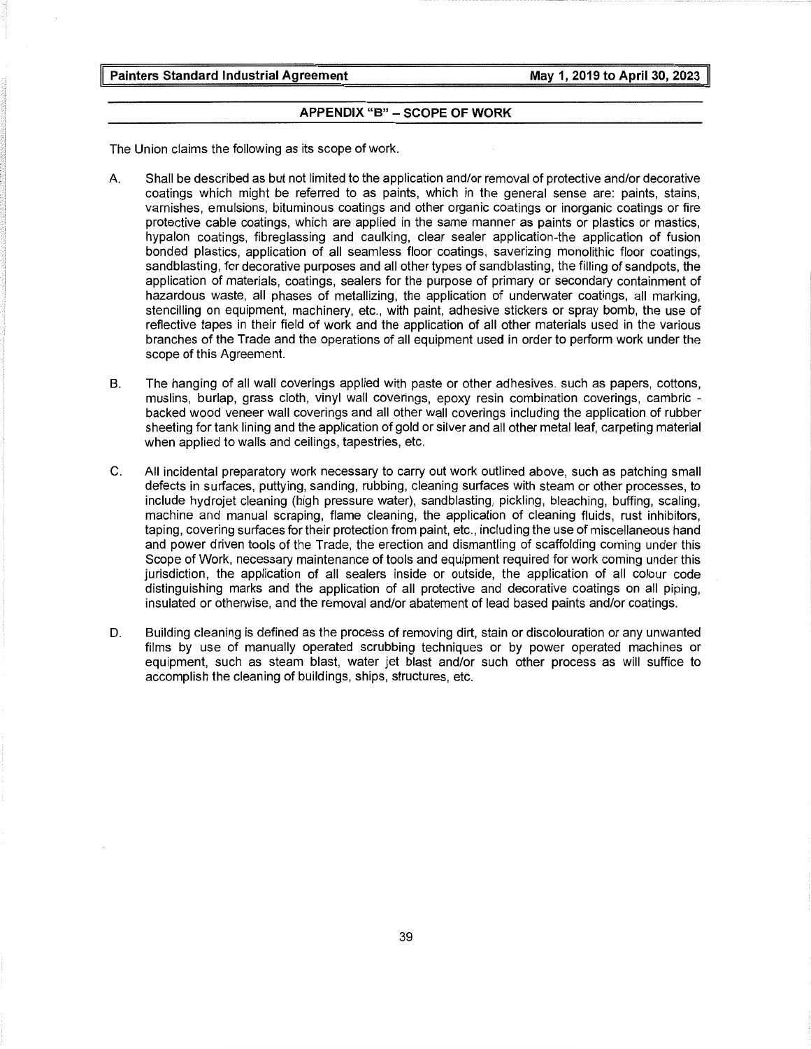## APPENDIX "B" – SCOPE OF WORK

The Union claims the following as its scope of work.

A. Shall be described as but not limited to the application and/or removal of protective and/or decorative coatings which might be referred to as paints, which in the general sense are: paints, stains, varnishes, emulsions, bituminous coatings and other organic coatings or inorganic coatings or fire protective cable coatings, which are applied in the same manner as paints or plastics or mastics, hypalon coatings, fibreglassing and caulking, clear sealer application-the application of fusion bonded plastics, application of all seamless floor coatings, saverizing monolithic floor coatings, sandblasting, for decorative purposes and all other types of sandblasting, the filling of sandpots, the application of materials, coatings, sealers for the purpose of primary or secondary containment of hazardous waste, all phases of metallizing, the application of underwater coatings, all marking, stencilling on equipment, machinery, etc., with paint, adhesive stickers or spray bomb, the use of reflective tapes in their field of work and the application of all other materials used in the various branches of the Trade and the operations of all equipment used in order to perform work under the scope of this Agreement.

B. The hanging of all wall coverings applied with paste or other adhesives. such as papers, cottons, muslins, burlap, grass cloth, vinyl wall coverings, epoxy resin combination coverings, cambric - backed wood veneer wall coverings and all other wall coverings including the application of rubber sheeting for tank lining and the application of gold or silver and all other metal leaf, carpeting material when applied to walls and ceilings, tapestries, etc.

C. All incidental preparatory work necessary to carry out work outlined above, such as patching small defects in surfaces, puttying, sanding, rubbing, cleaning surfaces with steam or other processes, to include hydrojet cleaning (high pressure water), sandblasting, pickling, bleaching, buffing, scaling, machine and manual scraping, flame cleaning, the application of cleaning fluids, rust inhibitors, taping, covering surfaces for their protection from paint, etc., including the use of miscellaneous hand and power driven tools of the Trade, the erection and dismantling of scaffolding coming under this Scope of Work, necessary maintenance of tools and equipment required for work coming under this jurisdiction, the application of all sealers inside or outside, the application of all colour code distinguishing marks and the application of all protective and decorative coatings on all piping, insulated or otherwise, and the removal and/or abatement of lead based paints and/or coatings.

D. Building cleaning is defined as the process of removing dirt, stain or discolouration or any unwanted films by use of manually operated scrubbing techniques or by power operated machines or equipment, such as steam blast, water jet blast and/or such other process as will suffice to accomplish the cleaning of buildings, ships, structures, etc.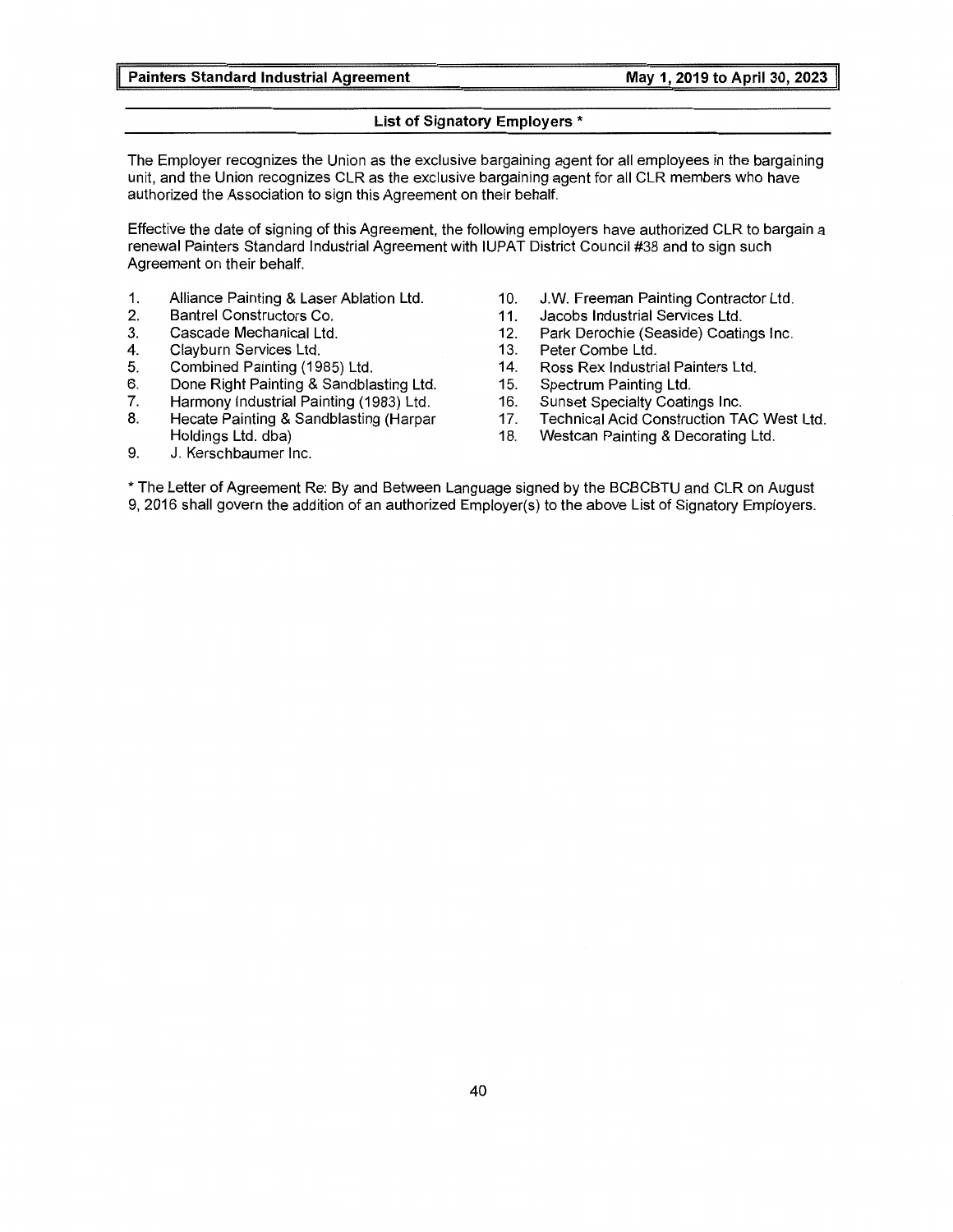## List of Signatory Employers *

The Employer recognizes the Union as the exclusive bargaining agent for all employees in the bargaining unit, and the Union recognizes CLR as the exclusive bargaining agent for all CLR members who have authorized the Association to sign this Agreement on their behalf.

Effective the date of signing of this Agreement, the following employers have authorized CLR to bargain a renewal Painters Standard Industrial Agreement with IUPAT District Council #38 and to sign such Agreement on their behalf.

1. Alliance Painting & Laser Ablation Ltd.
2. Bantrel Constructors Co.
3. Cascade Mechanical Ltd.
4. Clayburn Services Ltd.
5. Combined Painting (1985) Ltd.
6. Done Right Painting & Sandblasting Ltd.
7. Harmony Industrial Painting (1983) Ltd.
8. Hecate Painting & Sandblasting (Harpar Holdings Ltd. dba)
9. J. Kerschbaumer Inc.
10. J.W. Freeman Painting Contractor Ltd.
11. Jacobs Industrial Services Ltd.
12. Park Derochie (Seaside) Coatings Inc.
13. Peter Combe Ltd.
14. Ross Rex Industrial Painters Ltd.
15. Spectrum Painting Ltd.
16. Sunset Specialty Coatings Inc.
17. Technical Acid Construction TAC West Ltd.
18. Westcan Painting & Decorating Ltd.

* The Letter of Agreement Re: By and Between Language signed by the BCBCBTU and CLR on August 9, 2016 shall govern the addition of an authorized Employer(s) to the above List of Signatory Employers.